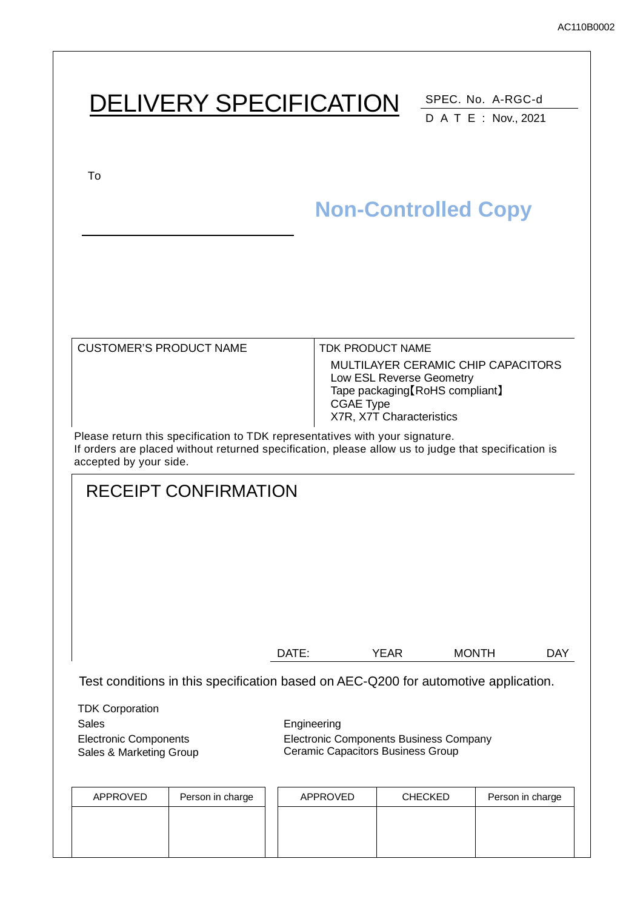# DELIVERY SPECIFICATION

SPEC. No. A-RGC-d
D A T E : Nov., 2021

To

**Non-Controlled Copy**

| CUSTOMER'S PRODUCT NAME | TDK PRODUCT NAME |
|---|---|
| | MULTILAYER CERAMIC CHIP CAPACITORS<br>Low ESL Reverse Geometry<br>Tape packaging【RoHS compliant】<br>CGAE Type<br>X7R, X7T Characteristics |

Please return this specification to TDK representatives with your signature.
If orders are placed without returned specification, please allow us to judge that specification is accepted by your side.

## RECEIPT CONFIRMATION

DATE: YEAR MONTH DAY

Test conditions in this specification based on AEC-Q200 for automotive application.

TDK Corporation

Sales
Electronic Components
Sales & Marketing Group

Engineering
Electronic Components Business Company
Ceramic Capacitors Business Group

| APPROVED | Person in charge |
|---|---|
| | |

| APPROVED | CHECKED | Person in charge |
|---|---|---|
| | | |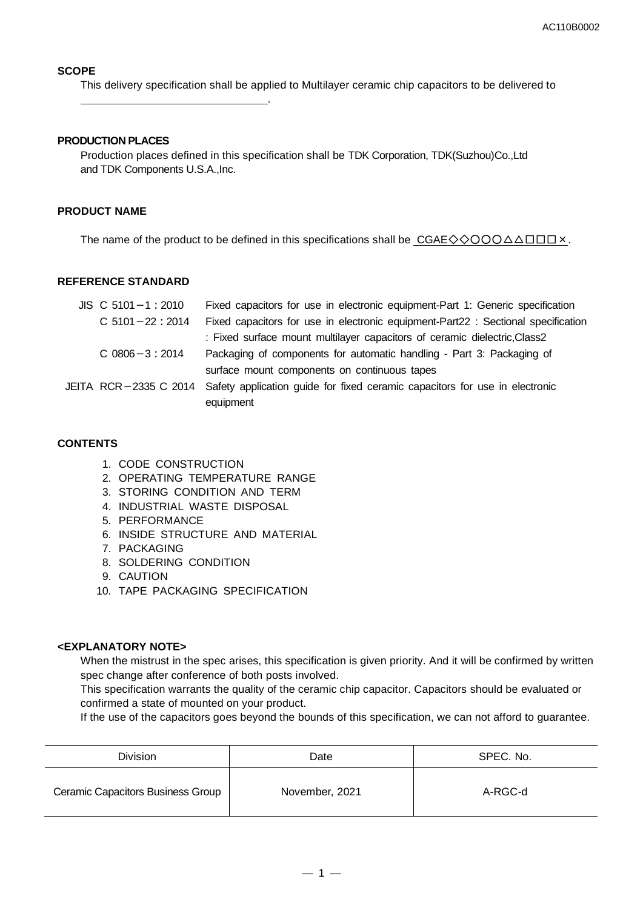**SCOPE**

This delivery specification shall be applied to Multilayer ceramic chip capacitors to be delivered to

\_\_\_\_\_\_\_\_\_\_\_\_\_\_\_\_\_\_\_\_\_\_\_\_\_\_\_\_\_\_\_\_.

**PRODUCTION PLACES**

Production places defined in this specification shall be TDK Corporation, TDK(Suzhou)Co.,Ltd and TDK Components U.S.A.,Inc.

**PRODUCT NAME**

The name of the product to be defined in this specifications shall be CGAE◇◇○○○△△□□□×.

**REFERENCE STANDARD**

| | |
|---|---|
| JIS C 5101－1：2010 | Fixed capacitors for use in electronic equipment-Part 1: Generic specification |
| C 5101－22：2014 | Fixed capacitors for use in electronic equipment-Part22 : Sectional specification : Fixed surface mount multilayer capacitors of ceramic dielectric,Class2 |
| C 0806－3：2014 | Packaging of components for automatic handling - Part 3: Packaging of surface mount components on continuous tapes |
| JEITA RCR－2335 C 2014 | Safety application guide for fixed ceramic capacitors for use in electronic equipment |

**CONTENTS**

1. CODE CONSTRUCTION
2. OPERATING TEMPERATURE RANGE
3. STORING CONDITION AND TERM
4. INDUSTRIAL WASTE DISPOSAL
5. PERFORMANCE
6. INSIDE STRUCTURE AND MATERIAL
7. PACKAGING
8. SOLDERING CONDITION
9. CAUTION
10. TAPE PACKAGING SPECIFICATION

**<EXPLANATORY NOTE>**

When the mistrust in the spec arises, this specification is given priority. And it will be confirmed by written spec change after conference of both posts involved.
This specification warrants the quality of the ceramic chip capacitor. Capacitors should be evaluated or confirmed a state of mounted on your product.
If the use of the capacitors goes beyond the bounds of this specification, we can not afford to guarantee.

| Division | Date | SPEC. No. |
|---|---|---|
| Ceramic Capacitors Business Group | November, 2021 | A-RGC-d |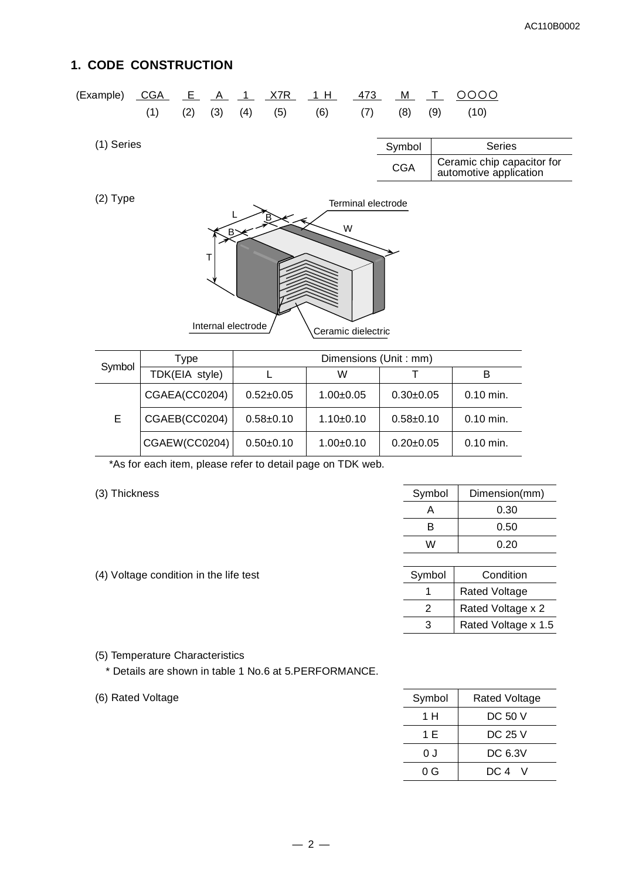## 1. CODE CONSTRUCTION

(Example) CGA E A 1 X7R 1 H 473 M T ○○○○
(1) (2) (3) (4) (5) (6) (7) (8) (9) (10)

(1) Series

| Symbol | Series |
|---|---|
| CGA | Ceramic chip capacitor for automotive application |

(2) Type

Terminal electrode
L
B
B
W
T
Internal electrode
Ceramic dielectric

| Symbol | Type | Dimensions (Unit : mm) | | | |
|---|---|---|---|---|---|
| | TDK(EIA style) | L | W | T | B |
| E | CGAEA(CC0204) | 0.52±0.05 | 1.00±0.05 | 0.30±0.05 | 0.10 min. |
| | CGAEB(CC0204) | 0.58±0.10 | 1.10±0.10 | 0.58±0.10 | 0.10 min. |
| | CGAEW(CC0204) | 0.50±0.10 | 1.00±0.10 | 0.20±0.05 | 0.10 min. |

*As for each item, please refer to detail page on TDK web.

(3) Thickness

| Symbol | Dimension(mm) |
|---|---|
| A | 0.30 |
| B | 0.50 |
| W | 0.20 |

(4) Voltage condition in the life test

| Symbol | Condition |
|---|---|
| 1 | Rated Voltage |
| 2 | Rated Voltage x 2 |
| 3 | Rated Voltage x 1.5 |

(5) Temperature Characteristics

\* Details are shown in table 1 No.6 at 5.PERFORMANCE.

(6) Rated Voltage

| Symbol | Rated Voltage |
|---|---|
| 1 H | DC 50 V |
| 1 E | DC 25 V |
| 0 J | DC 6.3V |
| 0 G | DC 4 V |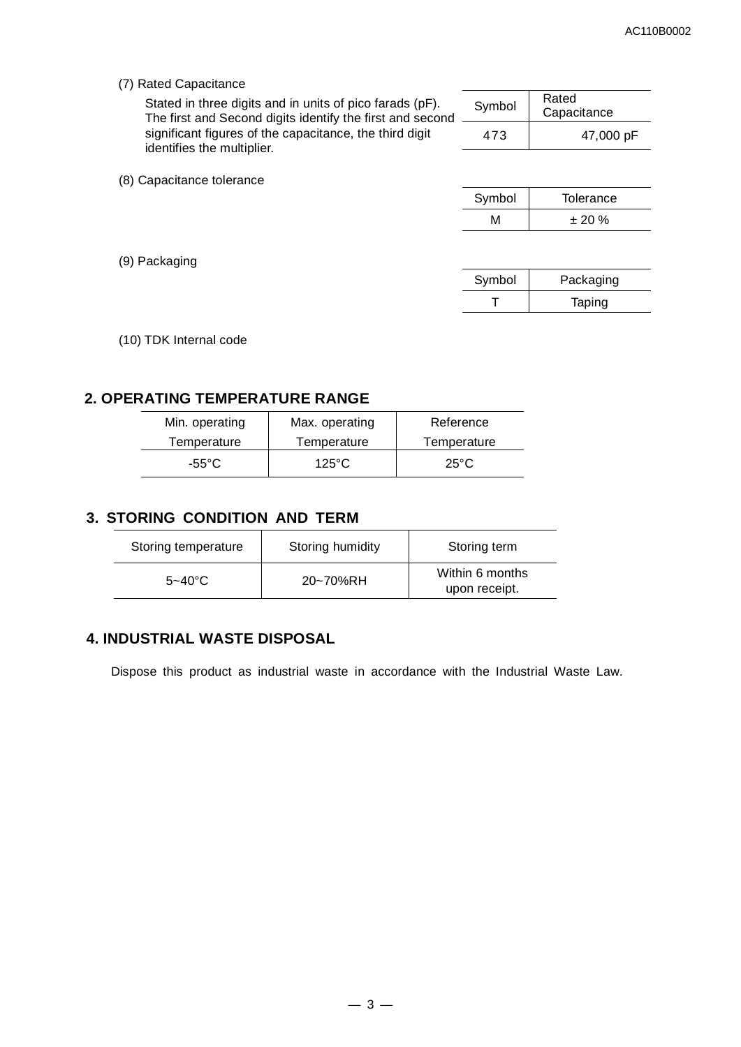(7) Rated Capacitance

Stated in three digits and in units of pico farads (pF). The first and Second digits identify the first and second significant figures of the capacitance, the third digit identifies the multiplier.

| Symbol | Rated Capacitance |
|---|---|
| 473 | 47,000 pF |

(8) Capacitance tolerance

| Symbol | Tolerance |
|---|---|
| M | ± 20 % |

(9) Packaging

| Symbol | Packaging |
|---|---|
| T | Taping |

(10) TDK Internal code

## 2. OPERATING TEMPERATURE RANGE

| Min. operating Temperature | Max. operating Temperature | Reference Temperature |
|---|---|---|
| -55°C | 125°C | 25°C |

## 3. STORING CONDITION AND TERM

| Storing temperature | Storing humidity | Storing term |
|---|---|---|
| 5~40°C | 20~70%RH | Within 6 months upon receipt. |

## 4. INDUSTRIAL WASTE DISPOSAL

Dispose this product as industrial waste in accordance with the Industrial Waste Law.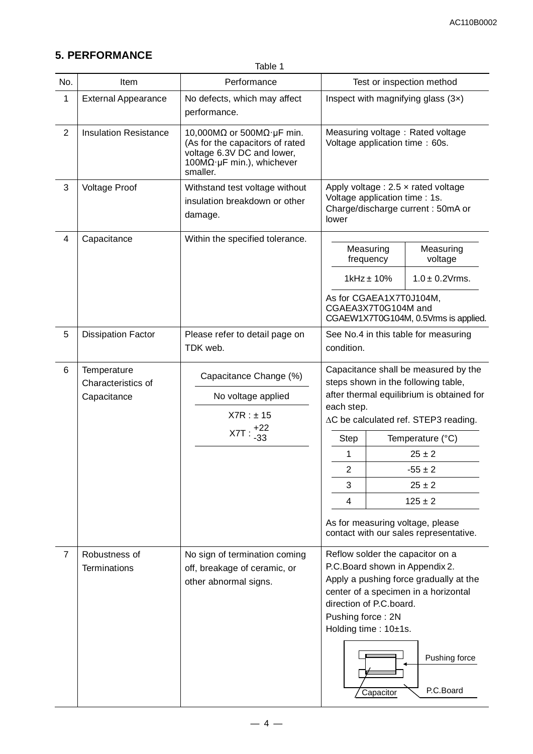## 5. PERFORMANCE

Table 1

| No. | Item | Performance | Test or inspection method |
|---|---|---|---|
| 1 | External Appearance | No defects, which may affect performance. | Inspect with magnifying glass (3×) |
| 2 | Insulation Resistance | 10,000MΩ or 500MΩ·μF min. (As for the capacitors of rated voltage 6.3V DC and lower, 100MΩ·μF min.), whichever smaller. | Measuring voltage：Rated voltage<br>Voltage application time：60s. |
| 3 | Voltage Proof | Withstand test voltage without insulation breakdown or other damage. | Apply voltage : 2.5 × rated voltage<br>Voltage application time : 1s.<br>Charge/discharge current : 50mA or lower |
| 4 | Capacitance | Within the specified tolerance. | Measuring frequency: 1kHz ± 10%<br>Measuring voltage: 1.0 ± 0.2Vrms.<br>As for CGAEA1X7T0J104M, CGAEA3X7T0G104M and CGAEW1X7T0G104M, 0.5Vrms is applied. |
| 5 | Dissipation Factor | Please refer to detail page on TDK web. | See No.4 in this table for measuring condition. |
| 6 | Temperature Characteristics of Capacitance | Capacitance Change (%)<br>No voltage applied<br>X7R : ± 15<br>X7T : $^{+22}_{-33}$ | Capacitance shall be measured by the steps shown in the following table, after thermal equilibrium is obtained for each step.<br>ΔC be calculated ref. STEP3 reading.<br>Step 1: 25 ± 2 °C<br>Step 2: -55 ± 2 °C<br>Step 3: 25 ± 2 °C<br>Step 4: 125 ± 2 °C<br>As for measuring voltage, please contact with our sales representative. |
| 7 | Robustness of Terminations | No sign of termination coming off, breakage of ceramic, or other abnormal signs. | Reflow solder the capacitor on a P.C.Board shown in Appendix 2.<br>Apply a pushing force gradually at the center of a specimen in a horizontal direction of P.C.board.<br>Pushing force : 2N<br>Holding time : 10±1s.<br>Pushing force<br>Capacitor<br>P.C.Board |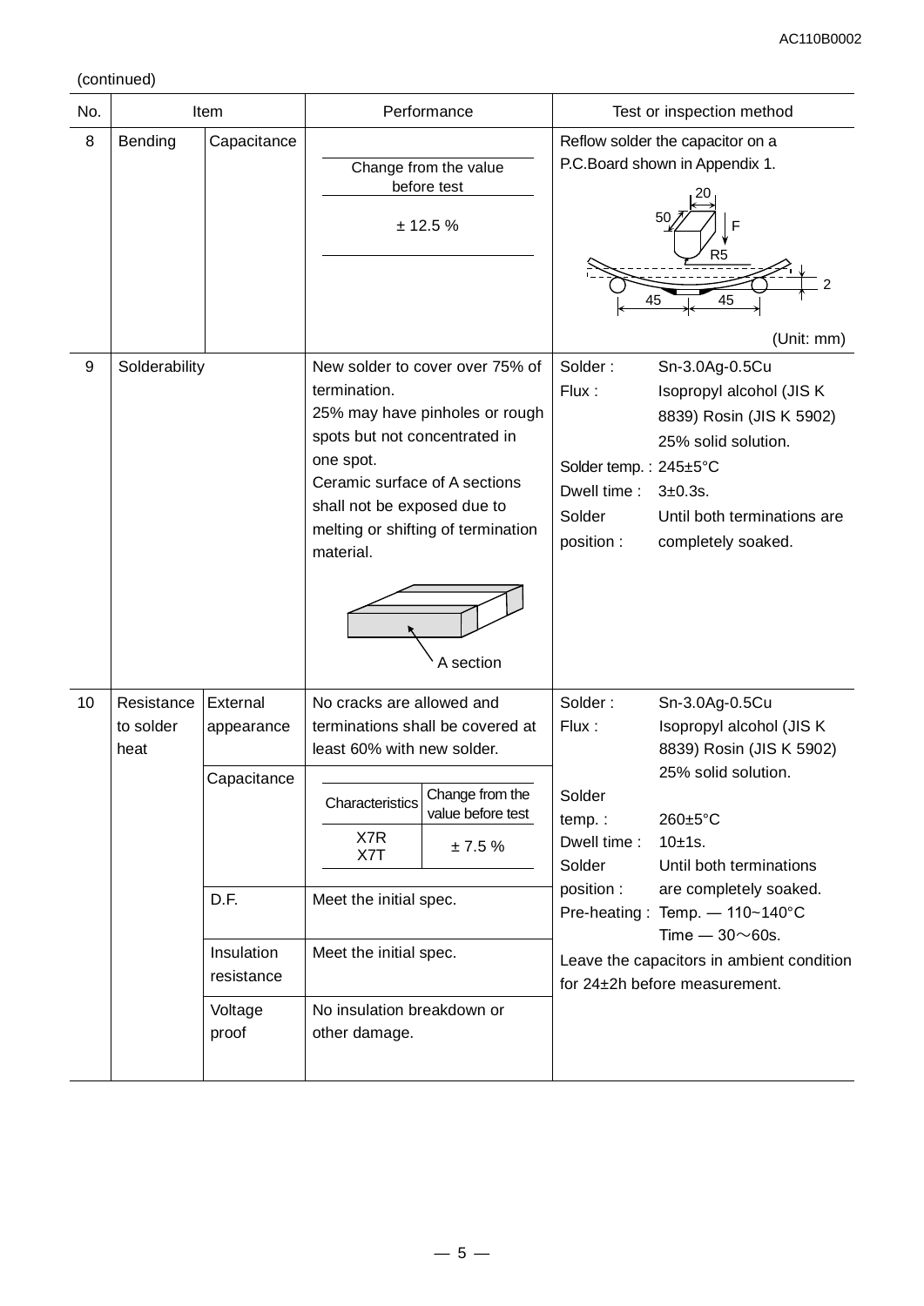(continued)

| No. | Item | | Performance | Test or inspection method |
|---|---|---|---|---|
| 8 | Bending | Capacitance | Change from the value before test<br>± 12.5 % | Reflow solder the capacitor on a P.C.Board shown in Appendix 1.<br>20<br>50<br>F<br>R5<br>2<br>45 45<br>(Unit: mm) |
| 9 | Solderability | | New solder to cover over 75% of termination.<br>25% may have pinholes or rough spots but not concentrated in one spot.<br>Ceramic surface of A sections shall not be exposed due to melting or shifting of termination material.<br>A section | Solder : Sn-3.0Ag-0.5Cu<br>Flux : Isopropyl alcohol (JIS K 8839) Rosin (JIS K 5902) 25% solid solution.<br>Solder temp. : 245±5°C<br>Dwell time : 3±0.3s.<br>Solder position : Until both terminations are completely soaked. |
| 10 | Resistance to solder heat | External appearance | No cracks are allowed and terminations shall be covered at least 60% with new solder. | Solder : Sn-3.0Ag-0.5Cu<br>Flux : Isopropyl alcohol (JIS K 8839) Rosin (JIS K 5902) 25% solid solution.<br>Solder temp. : 260±5°C<br>Dwell time : 10±1s.<br>Solder position : Until both terminations are completely soaked.<br>Pre-heating : Temp. — 110~140°C Time — 30～60s.<br>Leave the capacitors in ambient condition for 24±2h before measurement. |
| | | Capacitance | Characteristics: X7R, X7T — Change from the value before test: ± 7.5 % | |
| | | D.F. | Meet the initial spec. | |
| | | Insulation resistance | Meet the initial spec. | |
| | | Voltage proof | No insulation breakdown or other damage. | |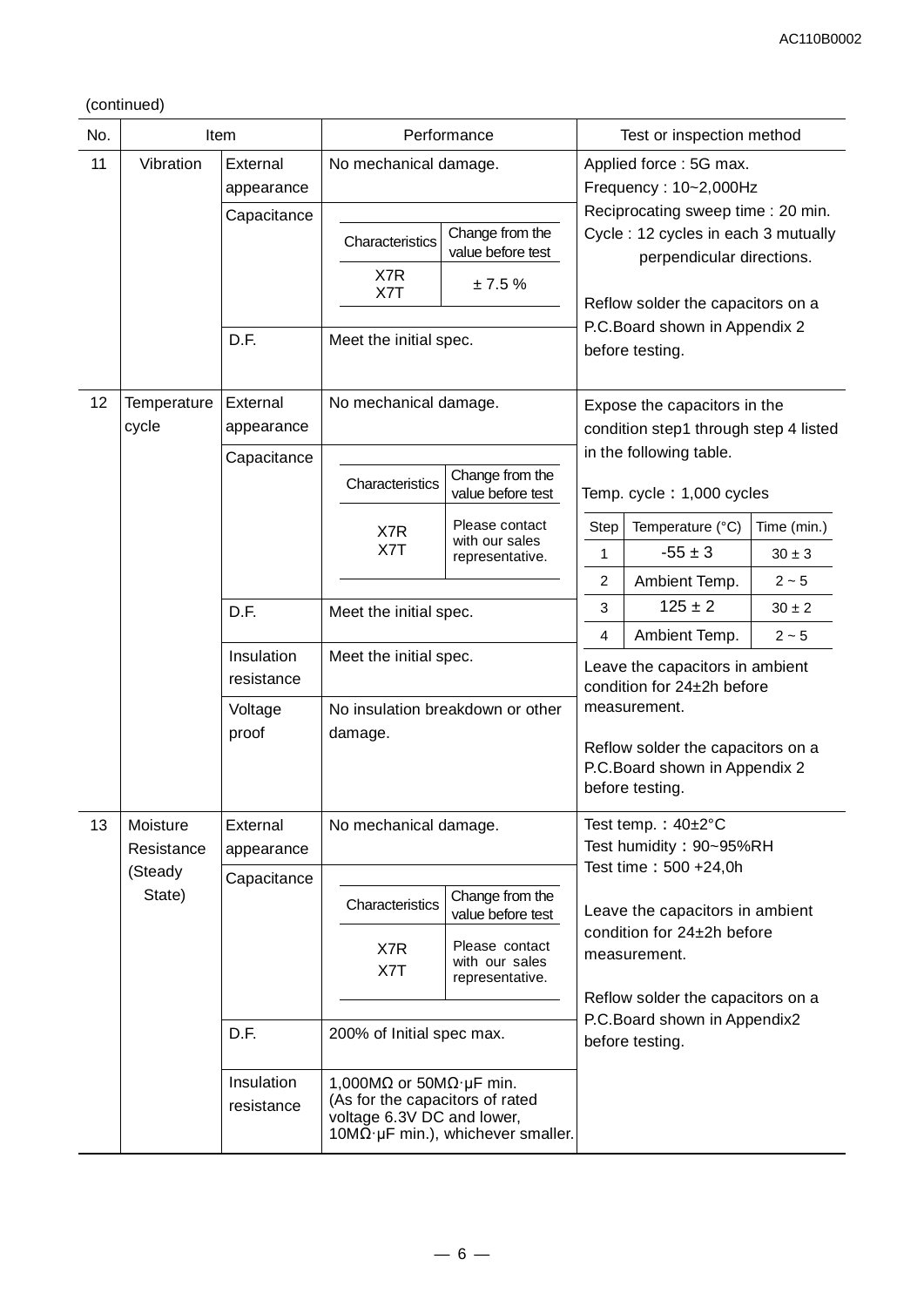(continued)

| No. | Item | | Performance | Test or inspection method |
|---|---|---|---|---|
| 11 | Vibration | External appearance | No mechanical damage. | Applied force : 5G max.<br>Frequency : 10~2,000Hz<br>Reciprocating sweep time : 20 min.<br>Cycle : 12 cycles in each 3 mutually perpendicular directions.<br><br>Reflow solder the capacitors on a P.C.Board shown in Appendix 2 before testing. |
| | | Capacitance | Characteristics: X7R, X7T — Change from the value before test: ± 7.5 % | |
| | | D.F. | Meet the initial spec. | |
| 12 | Temperature cycle | External appearance | No mechanical damage. | Expose the capacitors in the condition step1 through step 4 listed in the following table.<br><br>Temp. cycle：1,000 cycles<br><br>Step 1: Temperature -55 ± 3 (°C), Time 30 ± 3 (min.)<br>Step 2: Temperature Ambient Temp., Time 2 ~ 5 (min.)<br>Step 3: Temperature 125 ± 2 (°C), Time 30 ± 2 (min.)<br>Step 4: Temperature Ambient Temp., Time 2 ~ 5 (min.)<br><br>Leave the capacitors in ambient condition for 24±2h before measurement.<br><br>Reflow solder the capacitors on a P.C.Board shown in Appendix 2 before testing. |
| | | Capacitance | Characteristics: X7R, X7T — Change from the value before test: Please contact with our sales representative. | |
| | | D.F. | Meet the initial spec. | |
| | | Insulation resistance | Meet the initial spec. | |
| | | Voltage proof | No insulation breakdown or other damage. | |
| 13 | Moisture Resistance (Steady State) | External appearance | No mechanical damage. | Test temp.：40±2°C<br>Test humidity：90~95%RH<br>Test time：500 +24,0h<br><br>Leave the capacitors in ambient condition for 24±2h before measurement.<br><br>Reflow solder the capacitors on a P.C.Board shown in Appendix2 before testing. |
| | | Capacitance | Characteristics: X7R, X7T — Change from the value before test: Please contact with our sales representative. | |
| | | D.F. | 200% of Initial spec max. | |
| | | Insulation resistance | 1,000MΩ or 50MΩ·μF min. (As for the capacitors of rated voltage 6.3V DC and lower, 10MΩ·μF min.), whichever smaller. | |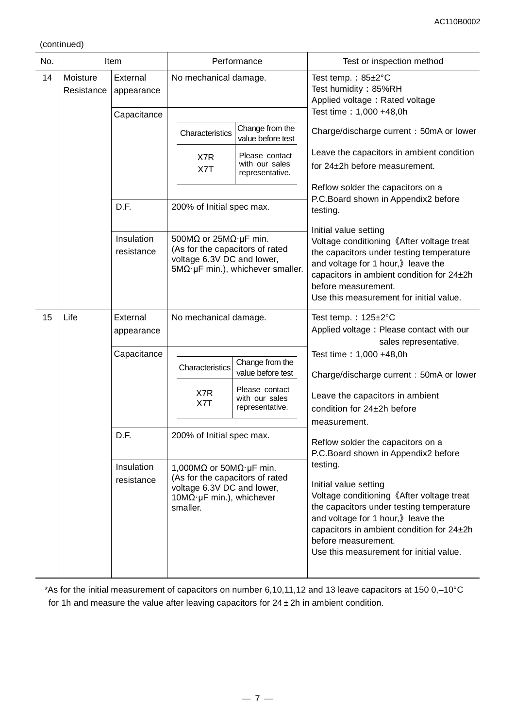(continued)

| No. | Item | | Performance | Test or inspection method |
|---|---|---|---|---|
| 14 | Moisture Resistance | External appearance | No mechanical damage. | Test temp.：85±2°C<br>Test humidity：85%RH<br>Applied voltage：Rated voltage<br>Test time：1,000 +48,0h<br>Charge/discharge current：50mA or lower<br>Leave the capacitors in ambient condition for 24±2h before measurement.<br>Reflow solder the capacitors on a P.C.Board shown in Appendix2 before testing.<br>Initial value setting<br>Voltage conditioning《After voltage treat the capacitors under testing temperature and voltage for 1 hour,》leave the capacitors in ambient condition for 24±2h before measurement.<br>Use this measurement for initial value. |
| | | Capacitance | Characteristics: X7R, X7T / Change from the value before test: Please contact with our sales representative. | |
| | | D.F. | 200% of Initial spec max. | |
| | | Insulation resistance | 500MΩ or 25MΩ·μF min. (As for the capacitors of rated voltage 6.3V DC and lower, 5MΩ·μF min.), whichever smaller. | |
| 15 | Life | External appearance | No mechanical damage. | Test temp.：125±2°C<br>Applied voltage：Please contact with our sales representative.<br>Test time：1,000 +48,0h<br>Charge/discharge current：50mA or lower<br>Leave the capacitors in ambient condition for 24±2h before measurement.<br>Reflow solder the capacitors on a P.C.Board shown in Appendix2 before testing.<br>Initial value setting<br>Voltage conditioning《After voltage treat the capacitors under testing temperature and voltage for 1 hour,》leave the capacitors in ambient condition for 24±2h before measurement.<br>Use this measurement for initial value. |
| | | Capacitance | Characteristics: X7R, X7T / Change from the value before test: Please contact with our sales representative. | |
| | | D.F. | 200% of Initial spec max. | |
| | | Insulation resistance | 1,000MΩ or 50MΩ·μF min. (As for the capacitors of rated voltage 6.3V DC and lower, 10MΩ·μF min.), whichever smaller. | |

*As for the initial measurement of capacitors on number 6,10,11,12 and 13 leave capacitors at 150 0,–10°C for 1h and measure the value after leaving capacitors for 24 ± 2h in ambient condition.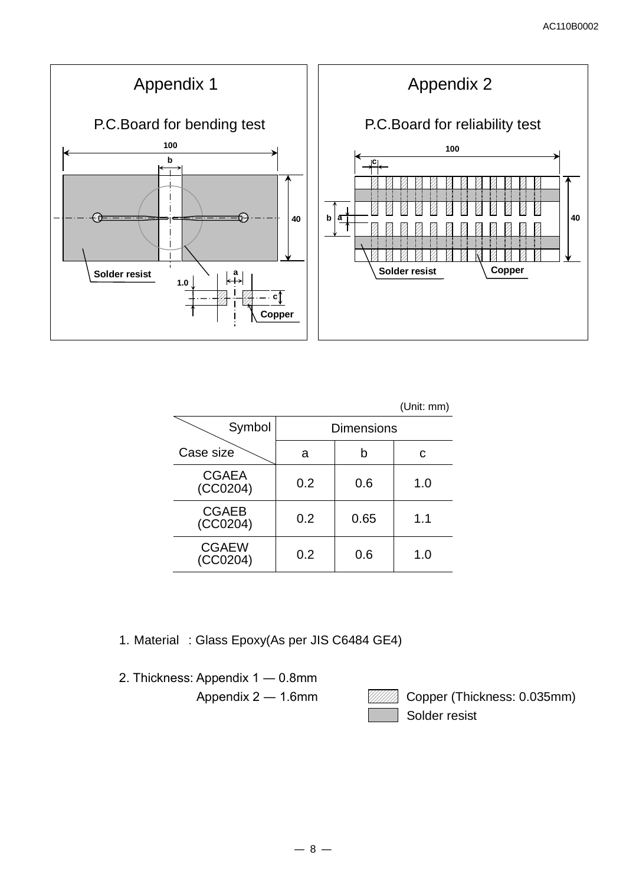## Appendix 1

### P.C.Board for bending test

100

b

40

Solder resist

a

1.0

c

Copper

## Appendix 2

### P.C.Board for reliability test

100

c

b

a

40

Solder resist

Copper

(Unit: mm)

| Symbol / Case size | Dimensions | | |
|---|---|---|---|
| | a | b | c |
| CGAEA (CC0204) | 0.2 | 0.6 | 1.0 |
| CGAEB (CC0204) | 0.2 | 0.65 | 1.1 |
| CGAEW (CC0204) | 0.2 | 0.6 | 1.0 |

1. Material : Glass Epoxy(As per JIS C6484 GE4)

2. Thickness: Appendix 1 — 0.8mm
   Appendix 2 — 1.6mm

Copper (Thickness: 0.035mm)

Solder resist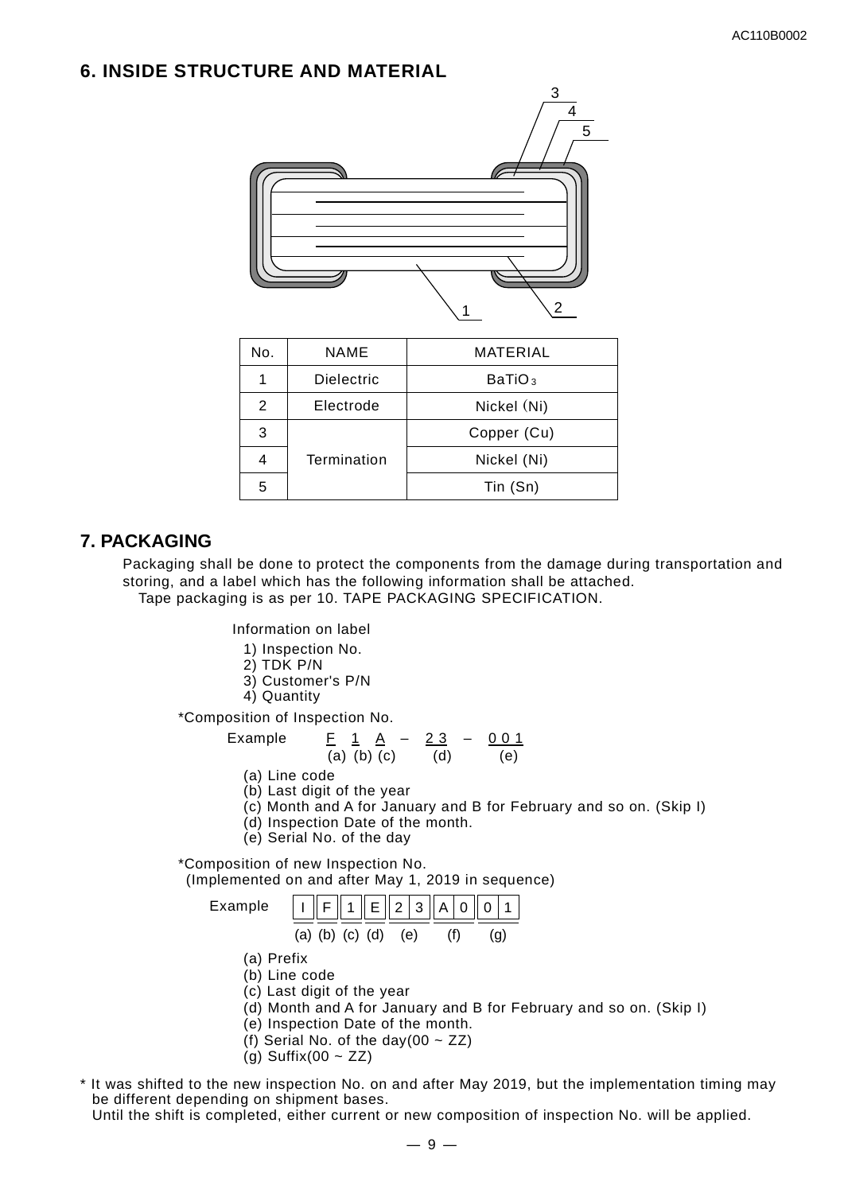## 6. INSIDE STRUCTURE AND MATERIAL

3
4
5
2
1

| No. | NAME | MATERIAL |
|---|---|---|
| 1 | Dielectric | $BaTiO_3$ |
| 2 | Electrode | Nickel (Ni) |
| 3 | Termination | Copper (Cu) |
| 4 | | Nickel (Ni) |
| 5 | | Tin (Sn) |

## 7. PACKAGING

Packaging shall be done to protect the components from the damage during transportation and storing, and a label which has the following information shall be attached.
Tape packaging is as per 10. TAPE PACKAGING SPECIFICATION.

Information on label

1) Inspection No.
2) TDK P/N
3) Customer's P/N
4) Quantity

*Composition of Inspection No.

Example F 1 A – 2 3 – 0 0 1
(a) (b) (c) (d) (e)

(a) Line code
(b) Last digit of the year
(c) Month and A for January and B for February and so on. (Skip I)
(d) Inspection Date of the month.
(e) Serial No. of the day

*Composition of new Inspection No.
(Implemented on and after May 1, 2019 in sequence)

Example I F 1 E 2 3 A 0 0 1
(a) (b) (c) (d) (e) (f) (g)

(a) Prefix
(b) Line code
(c) Last digit of the year
(d) Month and A for January and B for February and so on. (Skip I)
(e) Inspection Date of the month.
(f) Serial No. of the day(00 ~ ZZ)
(g) Suffix(00 ~ ZZ)

* It was shifted to the new inspection No. on and after May 2019, but the implementation timing may be different depending on shipment bases.
Until the shift is completed, either current or new composition of inspection No. will be applied.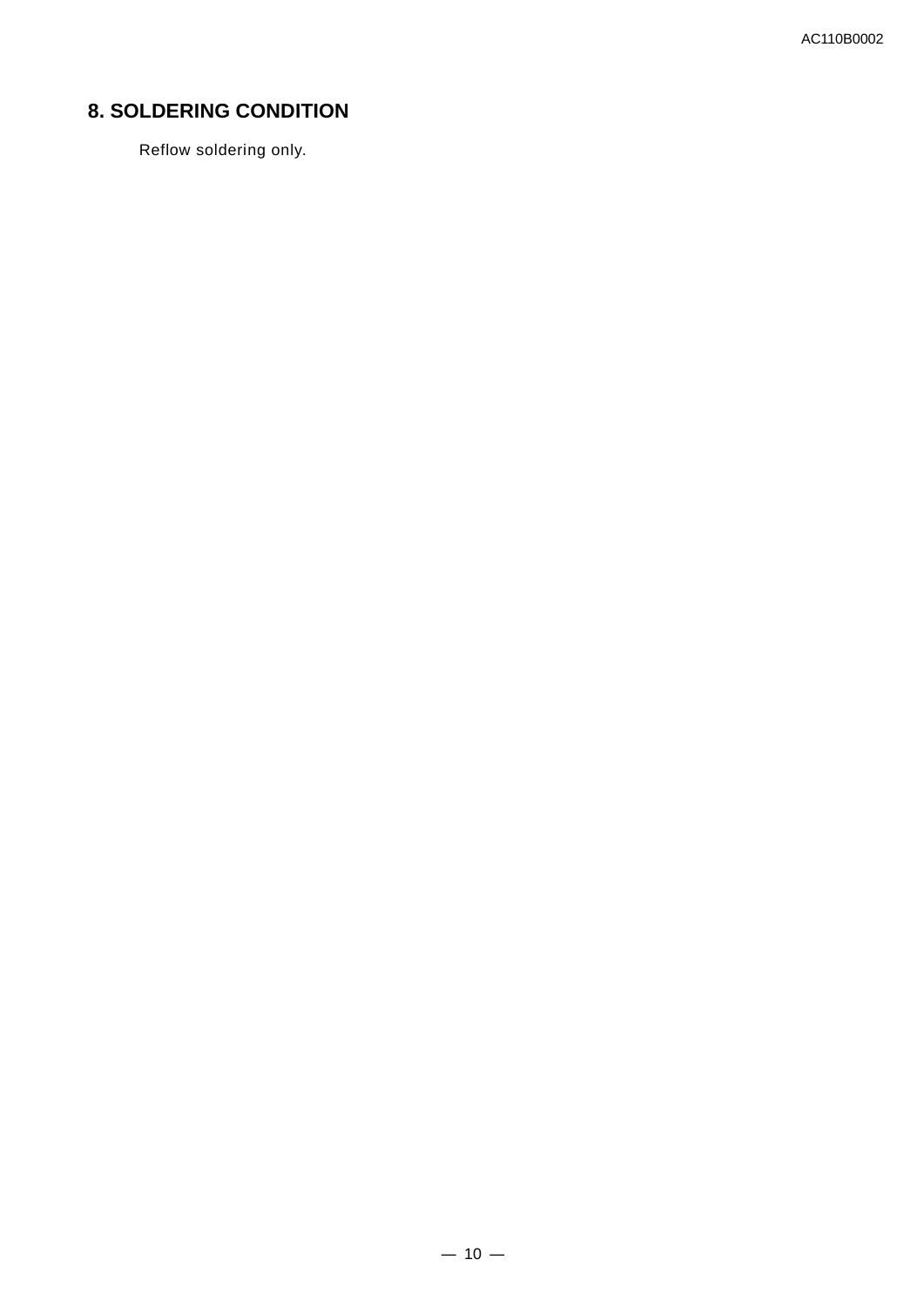## 8. SOLDERING CONDITION

Reflow soldering only.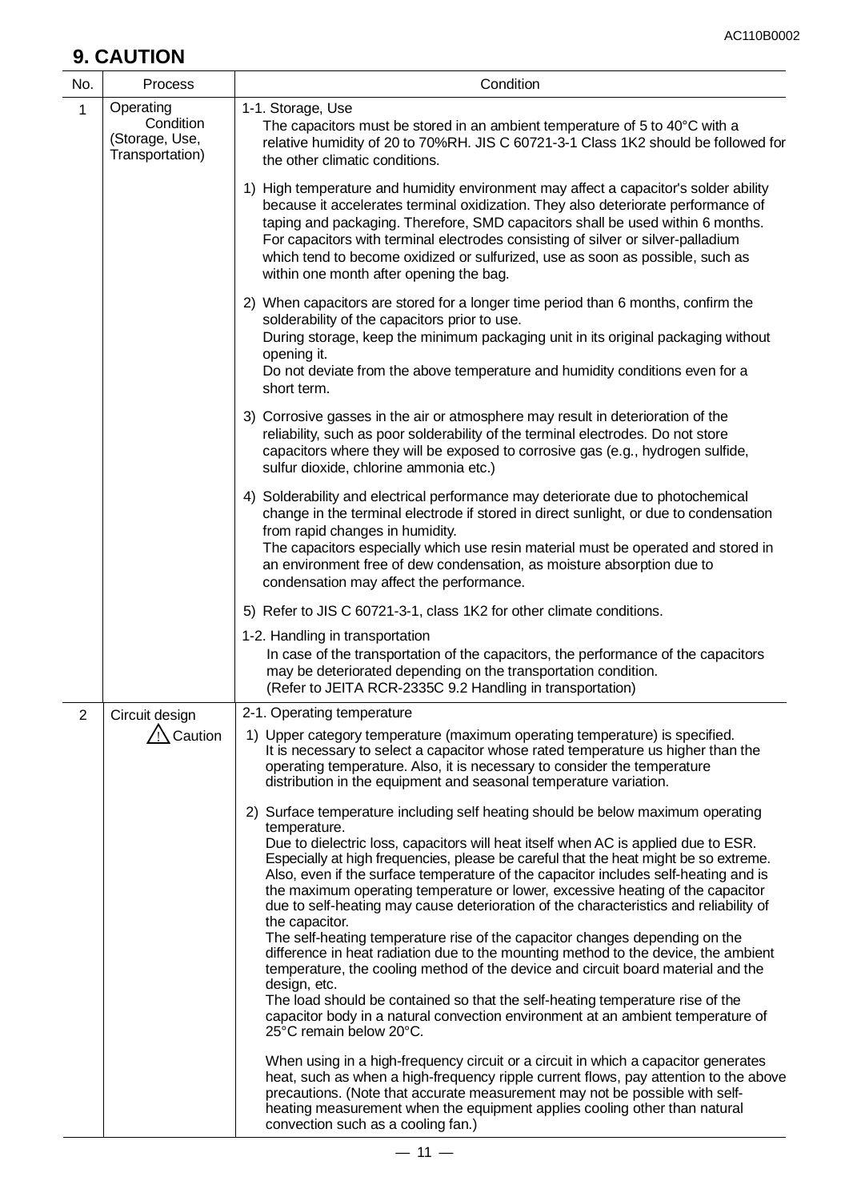## 9. CAUTION

| No. | Process | Condition |
|---|---|---|
| 1 | Operating Condition (Storage, Use, Transportation) | 1-1. Storage, Use<br>The capacitors must be stored in an ambient temperature of 5 to 40°C with a relative humidity of 20 to 70%RH. JIS C 60721-3-1 Class 1K2 should be followed for the other climatic conditions.<br><br>1) High temperature and humidity environment may affect a capacitor's solder ability because it accelerates terminal oxidization. They also deteriorate performance of taping and packaging. Therefore, SMD capacitors shall be used within 6 months. For capacitors with terminal electrodes consisting of silver or silver-palladium which tend to become oxidized or sulfurized, use as soon as possible, such as within one month after opening the bag.<br><br>2) When capacitors are stored for a longer time period than 6 months, confirm the solderability of the capacitors prior to use.<br>During storage, keep the minimum packaging unit in its original packaging without opening it.<br>Do not deviate from the above temperature and humidity conditions even for a short term.<br><br>3) Corrosive gasses in the air or atmosphere may result in deterioration of the reliability, such as poor solderability of the terminal electrodes. Do not store capacitors where they will be exposed to corrosive gas (e.g., hydrogen sulfide, sulfur dioxide, chlorine ammonia etc.)<br><br>4) Solderability and electrical performance may deteriorate due to photochemical change in the terminal electrode if stored in direct sunlight, or due to condensation from rapid changes in humidity.<br>The capacitors especially which use resin material must be operated and stored in an environment free of dew condensation, as moisture absorption due to condensation may affect the performance.<br><br>5) Refer to JIS C 60721-3-1, class 1K2 for other climate conditions.<br><br>1-2. Handling in transportation<br>In case of the transportation of the capacitors, the performance of the capacitors may be deteriorated depending on the transportation condition.<br>(Refer to JEITA RCR-2335C 9.2 Handling in transportation) |
| 2 | Circuit design<br>⚠ Caution | 2-1. Operating temperature<br><br>1) Upper category temperature (maximum operating temperature) is specified.<br>It is necessary to select a capacitor whose rated temperature us higher than the operating temperature. Also, it is necessary to consider the temperature distribution in the equipment and seasonal temperature variation.<br><br>2) Surface temperature including self heating should be below maximum operating temperature.<br>Due to dielectric loss, capacitors will heat itself when AC is applied due to ESR. Especially at high frequencies, please be careful that the heat might be so extreme. Also, even if the surface temperature of the capacitor includes self-heating and is the maximum operating temperature or lower, excessive heating of the capacitor due to self-heating may cause deterioration of the characteristics and reliability of the capacitor.<br>The self-heating temperature rise of the capacitor changes depending on the difference in heat radiation due to the mounting method to the device, the ambient temperature, the cooling method of the device and circuit board material and the design, etc.<br>The load should be contained so that the self-heating temperature rise of the capacitor body in a natural convection environment at an ambient temperature of 25°C remain below 20°C.<br><br>When using in a high-frequency circuit or a circuit in which a capacitor generates heat, such as when a high-frequency ripple current flows, pay attention to the above precautions. (Note that accurate measurement may not be possible with self-heating measurement when the equipment applies cooling other than natural convection such as a cooling fan.) |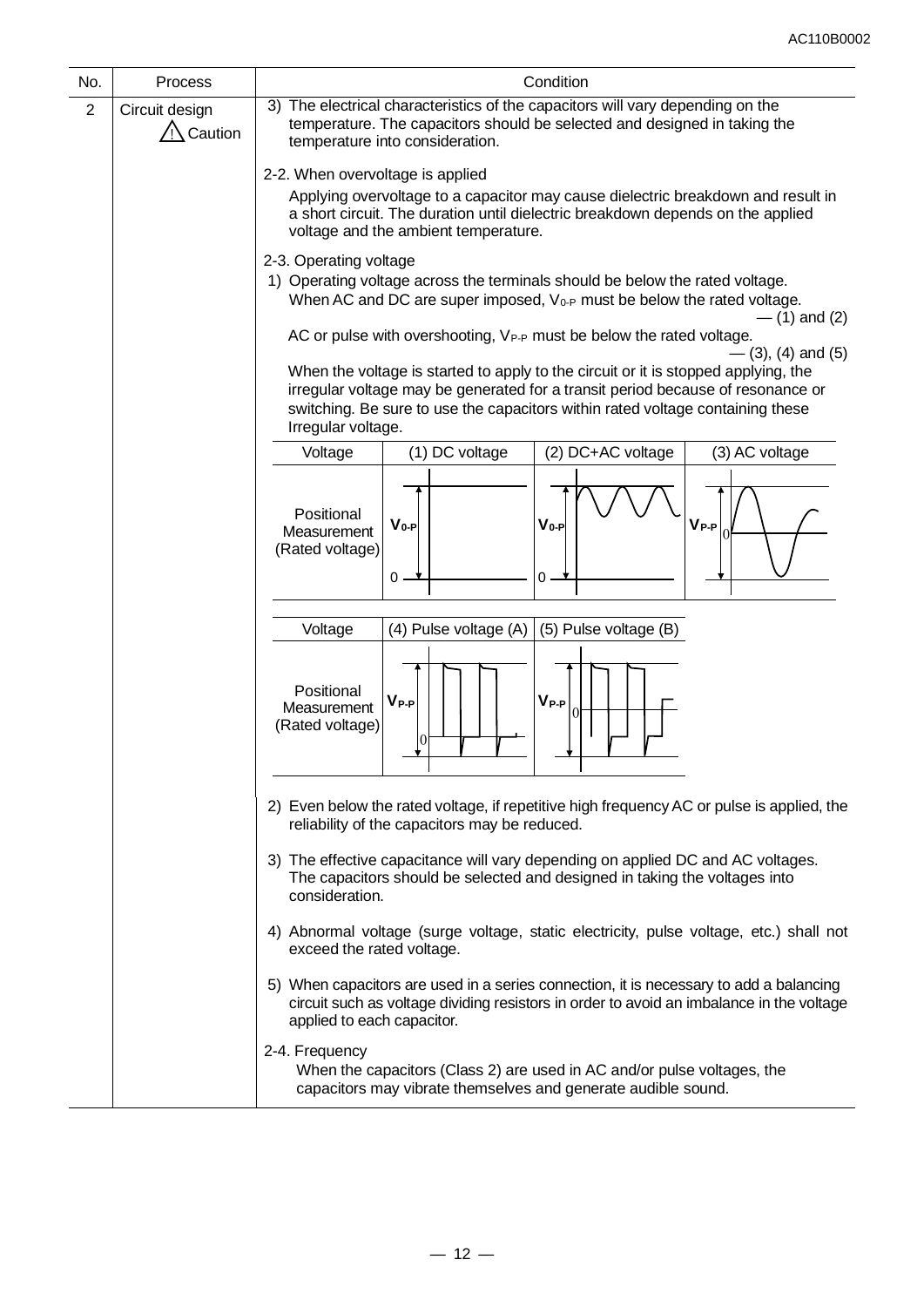| No. | Process | Condition |
|---|---|---|
| 2 | Circuit design ⚠ Caution | 3) The electrical characteristics of the capacitors will vary depending on the temperature. The capacitors should be selected and designed in taking the temperature into consideration. |

2-2. When overvoltage is applied

Applying overvoltage to a capacitor may cause dielectric breakdown and result in a short circuit. The duration until dielectric breakdown depends on the applied voltage and the ambient temperature.

2-3. Operating voltage

1) Operating voltage across the terminals should be below the rated voltage.
When AC and DC are super imposed, $V_{0\text{-}P}$ must be below the rated voltage. — (1) and (2)
AC or pulse with overshooting, $V_{P\text{-}P}$ must be below the rated voltage. — (3), (4) and (5)
When the voltage is started to apply to the circuit or it is stopped applying, the irregular voltage may be generated for a transit period because of resonance or switching. Be sure to use the capacitors within rated voltage containing these Irregular voltage.

| Voltage | (1) DC voltage | (2) DC+AC voltage | (3) AC voltage |
|---|---|---|---|
| Positional Measurement (Rated voltage) | $V_{0\text{-}P}$ 0 | $V_{0\text{-}P}$ 0 | $V_{P\text{-}P}$ 0 |

| Voltage | (4) Pulse voltage (A) | (5) Pulse voltage (B) |
|---|---|---|
| Positional Measurement (Rated voltage) | $V_{P\text{-}P}$ 0 | $V_{P\text{-}P}$ 0 |

2) Even below the rated voltage, if repetitive high frequency AC or pulse is applied, the reliability of the capacitors may be reduced.

3) The effective capacitance will vary depending on applied DC and AC voltages. The capacitors should be selected and designed in taking the voltages into consideration.

4) Abnormal voltage (surge voltage, static electricity, pulse voltage, etc.) shall not exceed the rated voltage.

5) When capacitors are used in a series connection, it is necessary to add a balancing circuit such as voltage dividing resistors in order to avoid an imbalance in the voltage applied to each capacitor.

2-4. Frequency

When the capacitors (Class 2) are used in AC and/or pulse voltages, the capacitors may vibrate themselves and generate audible sound.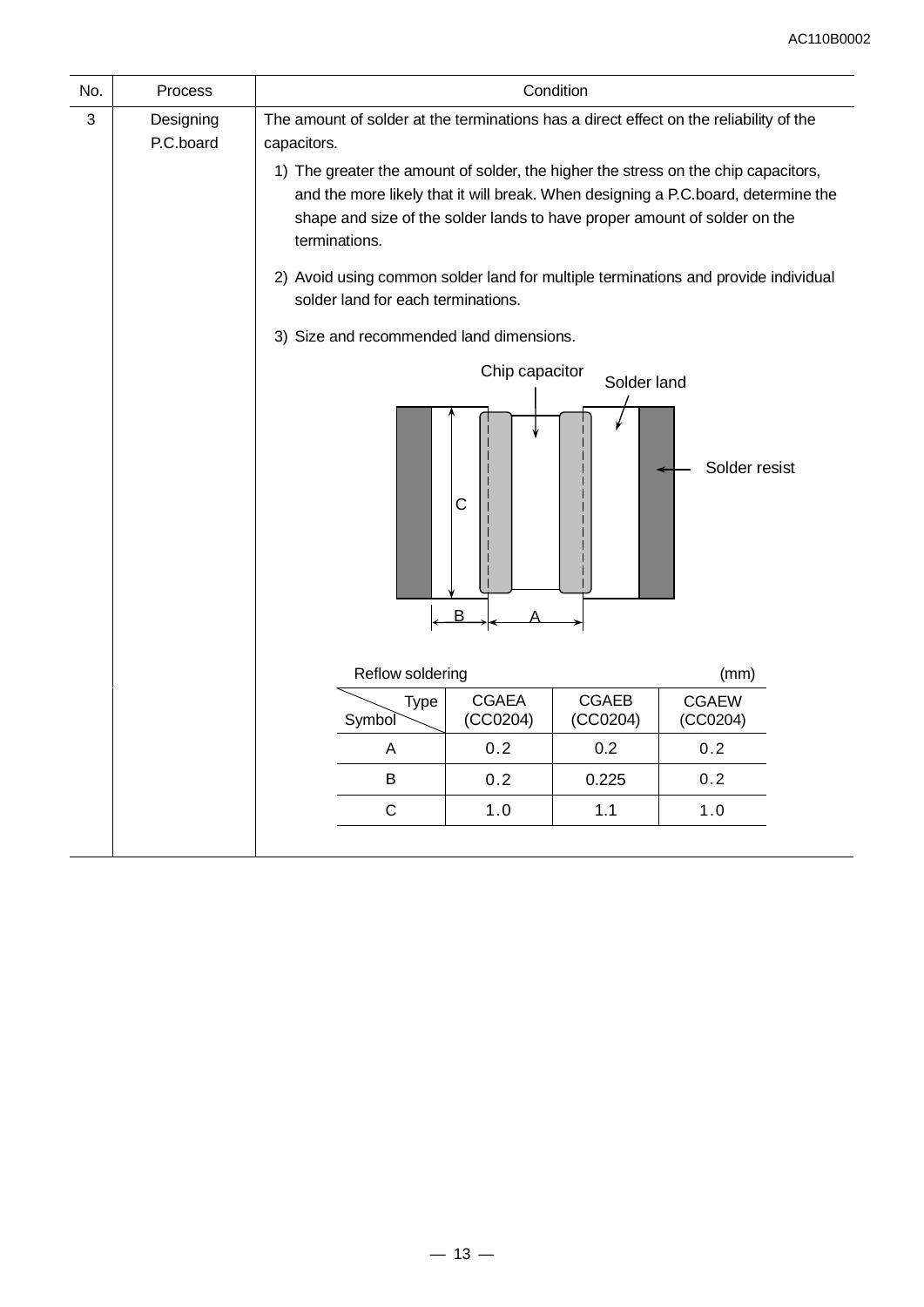| No. | Process | Condition |
| --- | --- | --- |
| 3 | Designing P.C.board | The amount of solder at the terminations has a direct effect on the reliability of the capacitors.<br>1) The greater the amount of solder, the higher the stress on the chip capacitors, and the more likely that it will break. When designing a P.C.board, determine the shape and size of the solder lands to have proper amount of solder on the terminations.<br>2) Avoid using common solder land for multiple terminations and provide individual solder land for each terminations.<br>3) Size and recommended land dimensions. |

Chip capacitor

Solder land

Solder resist

C

B

A

Reflow soldering (mm)

| Type / Symbol | CGAEA (CC0204) | CGAEB (CC0204) | CGAEW (CC0204) |
| --- | --- | --- | --- |
| A | 0.2 | 0.2 | 0.2 |
| B | 0.2 | 0.225 | 0.2 |
| C | 1.0 | 1.1 | 1.0 |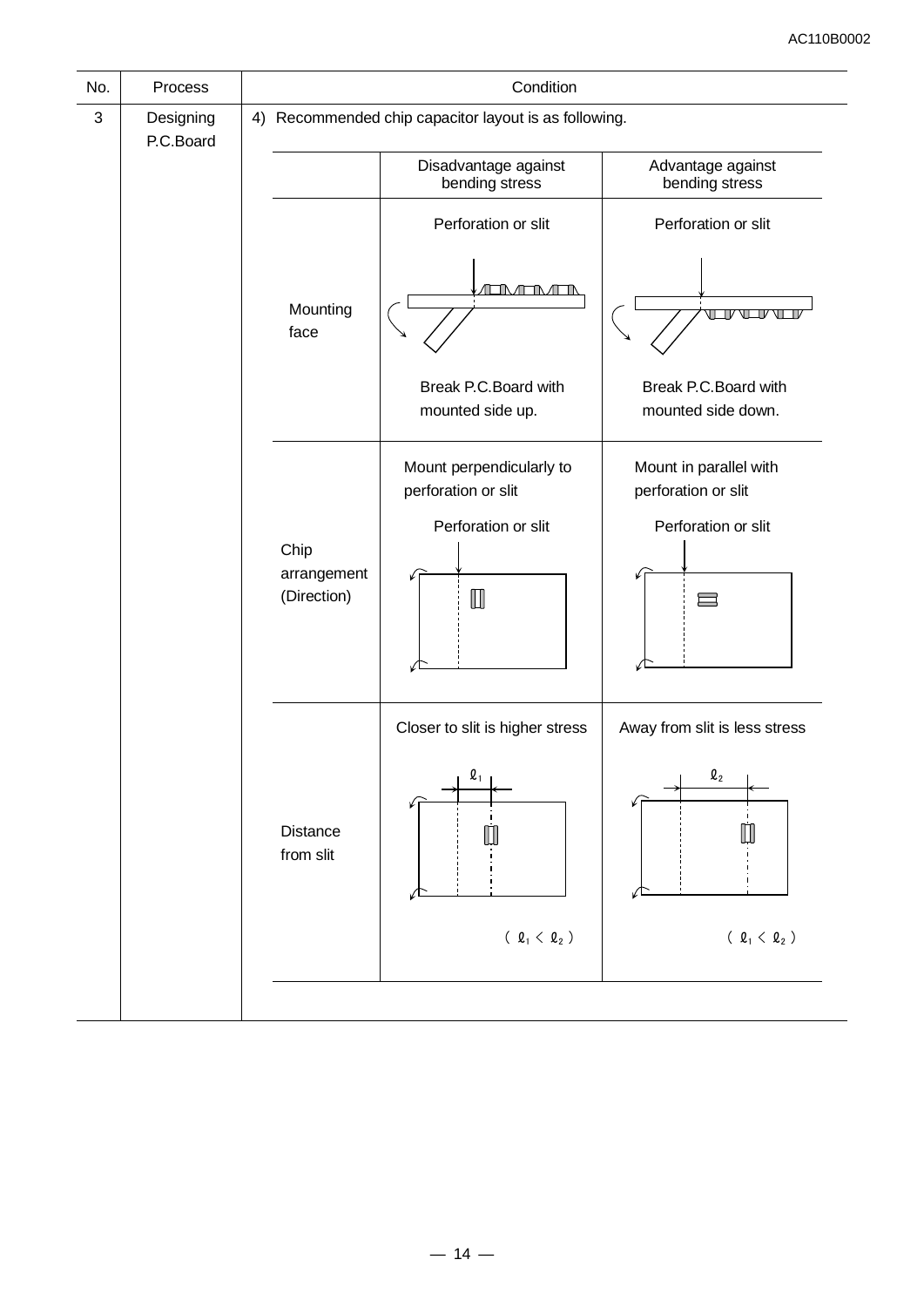| No. | Process | Condition |
|---|---|---|
| 3 | Designing P.C.Board | 4) Recommended chip capacitor layout is as following. |

| | Disadvantage against bending stress | Advantage against bending stress |
|---|---|---|
| Mounting face | Perforation or slit<br><br>Break P.C.Board with mounted side up. | Perforation or slit<br><br>Break P.C.Board with mounted side down. |
| Chip arrangement (Direction) | Mount perpendicularly to perforation or slit<br><br>Perforation or slit | Mount in parallel with perforation or slit<br><br>Perforation or slit |
| Distance from slit | Closer to slit is higher stress<br><br>$\ell_1$<br><br>( $\ell_1 < \ell_2$ ) | Away from slit is less stress<br><br>$\ell_2$<br><br>( $\ell_1 < \ell_2$ ) |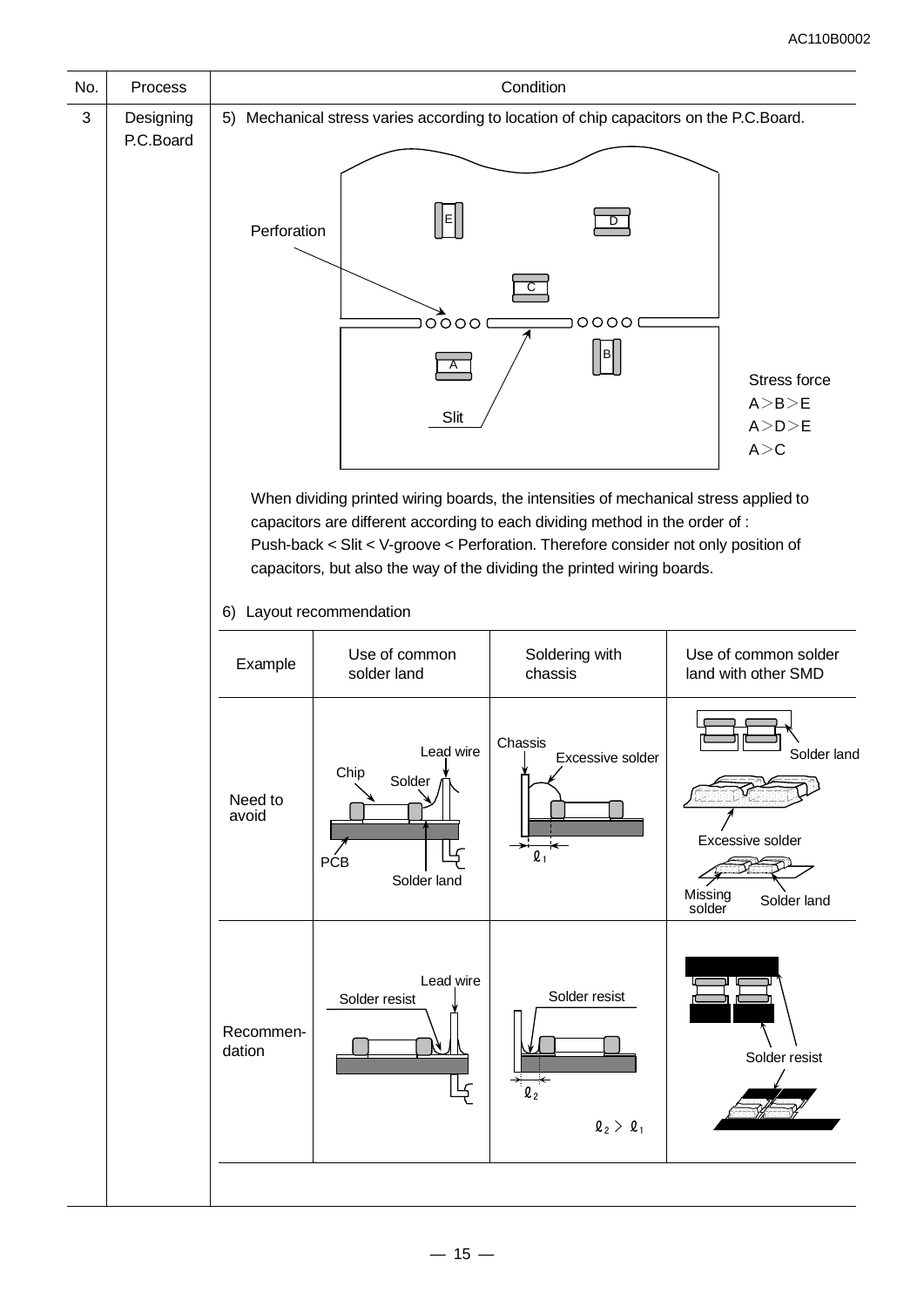| No. | Process | Condition |
|---|---|---|
| 3 | Designing P.C.Board | 5) Mechanical stress varies according to location of chip capacitors on the P.C.Board. |

Perforation

E

D

C

B

A

Slit

Stress force
A＞B＞E
A＞D＞E
A＞C

When dividing printed wiring boards, the intensities of mechanical stress applied to capacitors are different according to each dividing method in the order of : Push-back < Slit < V-groove < Perforation. Therefore consider not only position of capacitors, but also the way of the dividing the printed wiring boards.

6) Layout recommendation

| Example | Use of common solder land | Soldering with chassis | Use of common solder land with other SMD |
|---|---|---|---|
| Need to avoid | Lead wire, Chip, Solder, PCB, Solder land | Chassis, Excessive solder, $\ell_1$ | Solder land, Excessive solder, Missing solder, Solder land |
| Recommendation | Lead wire, Solder resist | Solder resist, $\ell_2$, $\ell_2 > \ell_1$ | Solder resist |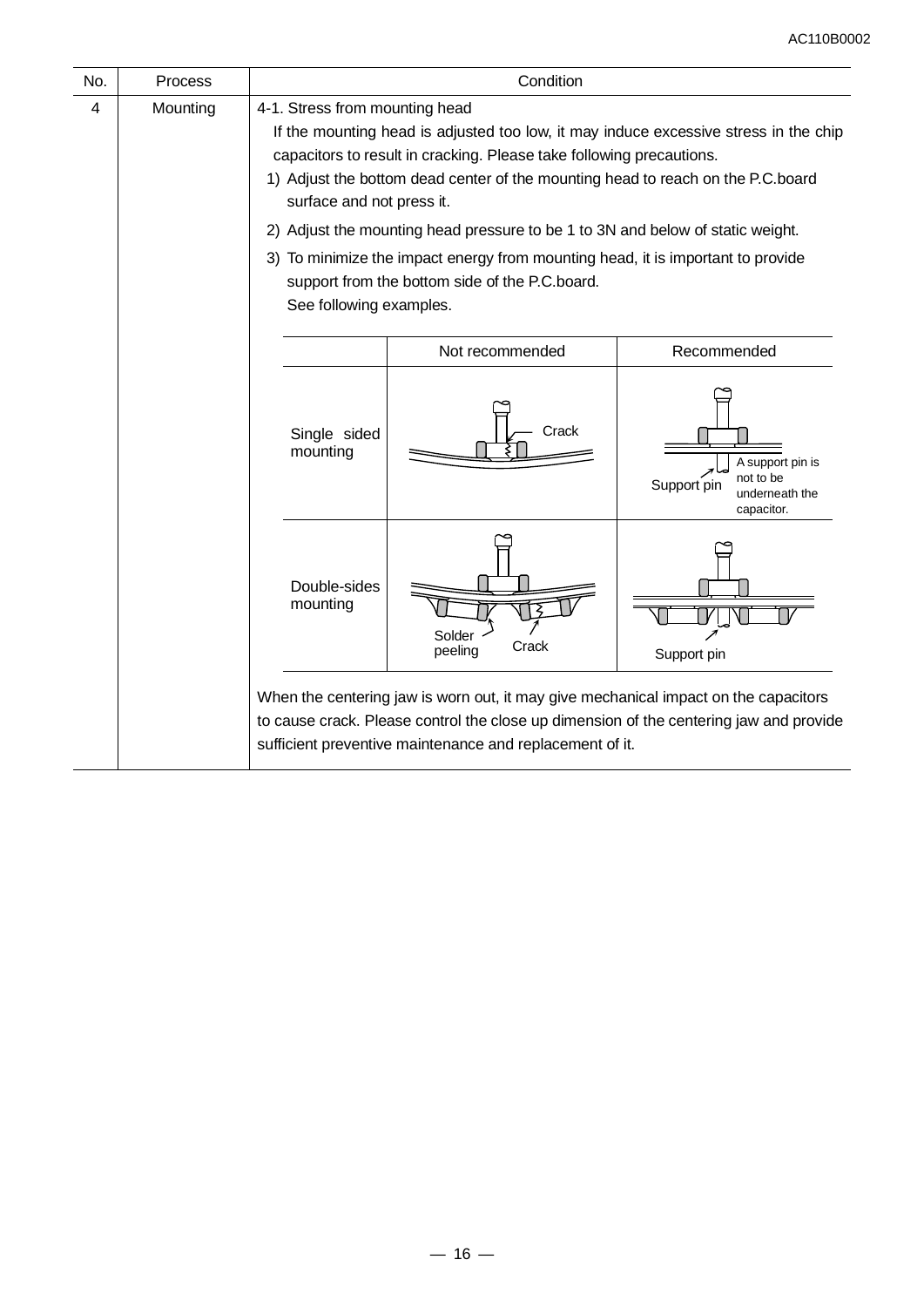| No. | Process | Condition |
|---|---|---|
| 4 | Mounting | 4-1. Stress from mounting head<br>If the mounting head is adjusted too low, it may induce excessive stress in the chip capacitors to result in cracking. Please take following precautions.<br>1) Adjust the bottom dead center of the mounting head to reach on the P.C.board surface and not press it.<br>2) Adjust the mounting head pressure to be 1 to 3N and below of static weight.<br>3) To minimize the impact energy from mounting head, it is important to provide support from the bottom side of the P.C.board.<br>See following examples. |

| | Not recommended | Recommended |
|---|---|---|
| Single sided mounting | Crack | Support pin<br>A support pin is not to be underneath the capacitor. |
| Double-sides mounting | Solder peeling<br>Crack | Support pin |

When the centering jaw is worn out, it may give mechanical impact on the capacitors to cause crack. Please control the close up dimension of the centering jaw and provide sufficient preventive maintenance and replacement of it.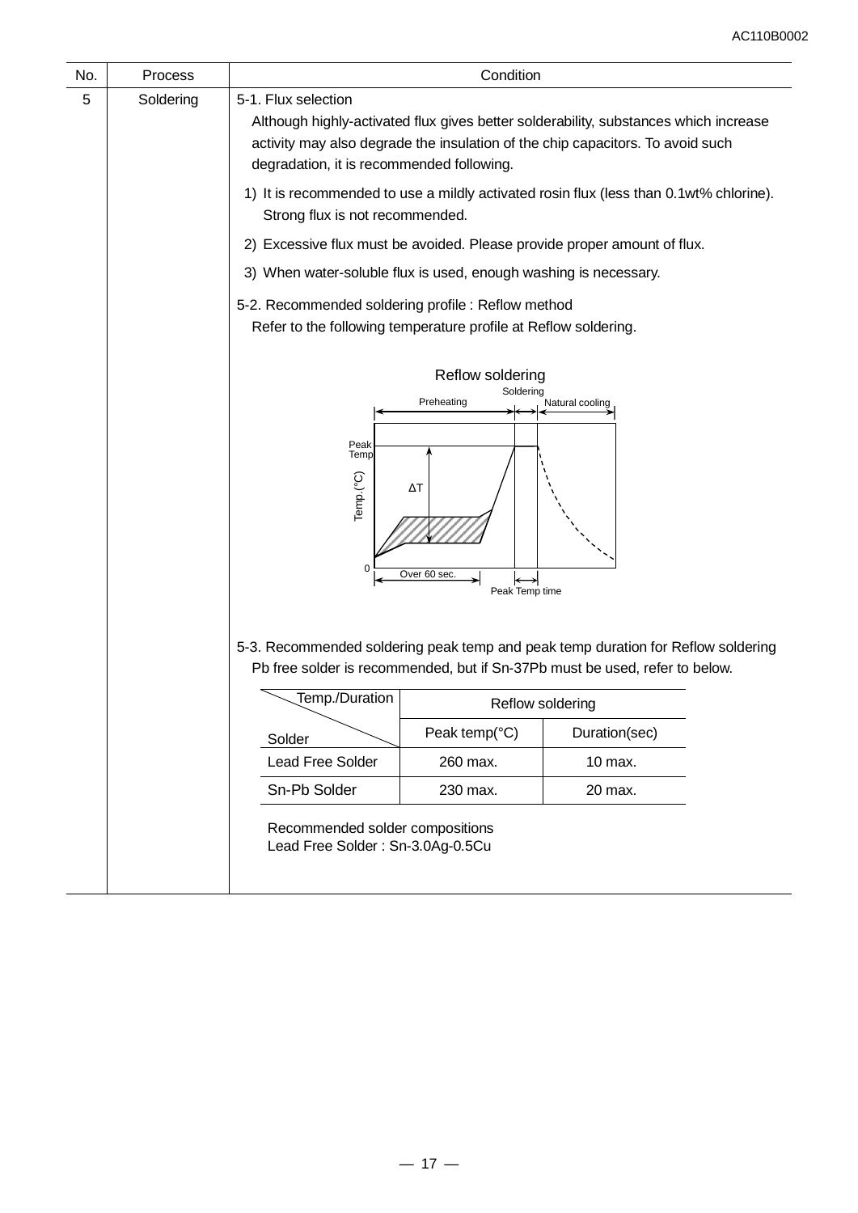| No. | Process | Condition |
|---|---|---|
| 5 | Soldering | 5-1. Flux selection |

5-1. Flux selection

Although highly-activated flux gives better solderability, substances which increase activity may also degrade the insulation of the chip capacitors. To avoid such degradation, it is recommended following.

1) It is recommended to use a mildly activated rosin flux (less than 0.1wt% chlorine). Strong flux is not recommended.

2) Excessive flux must be avoided. Please provide proper amount of flux.

3) When water-soluble flux is used, enough washing is necessary.

5-2. Recommended soldering profile : Reflow method

Refer to the following temperature profile at Reflow soldering.

Reflow soldering

Preheating

Soldering

Natural cooling

Peak Temp

Temp.(°C)

ΔT

0

Over 60 sec.

Peak Temp time

5-3. Recommended soldering peak temp and peak temp duration for Reflow soldering

Pb free solder is recommended, but if Sn-37Pb must be used, refer to below.

| Temp./Duration / Solder | Reflow soldering | |
|---|---|---|
| | Peak temp(°C) | Duration(sec) |
| Lead Free Solder | 260 max. | 10 max. |
| Sn-Pb Solder | 230 max. | 20 max. |

Recommended solder compositions
Lead Free Solder : Sn-3.0Ag-0.5Cu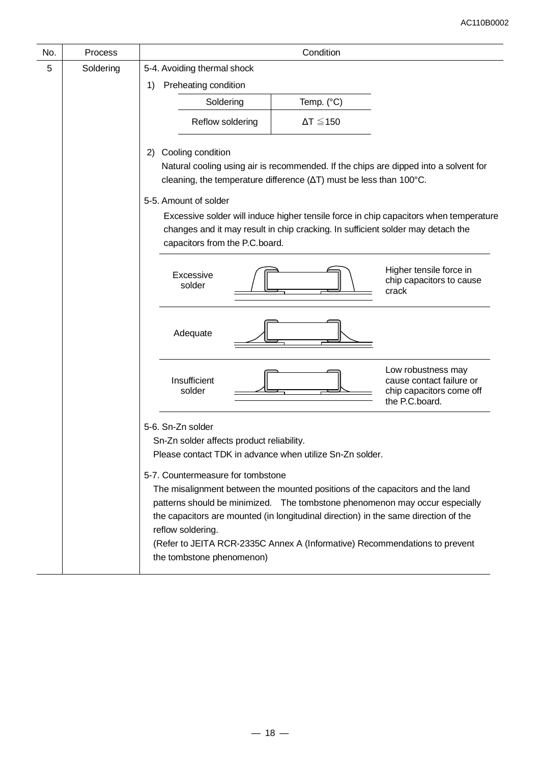| No. | Process | Condition |
|---|---|---|
| 5 | Soldering | 5-4. Avoiding thermal shock |

1) Preheating condition

| Soldering | Temp. (°C) |
|---|---|
| Reflow soldering | ΔT ≦150 |

2) Cooling condition

Natural cooling using air is recommended. If the chips are dipped into a solvent for cleaning, the temperature difference (ΔT) must be less than 100°C.

5-5. Amount of solder

Excessive solder will induce higher tensile force in chip capacitors when temperature changes and it may result in chip cracking. In sufficient solder may detach the capacitors from the P.C.board.

| | | |
|---|---|---|
| Excessive solder | | Higher tensile force in chip capacitors to cause crack |
| Adequate | | |
| Insufficient solder | | Low robustness may cause contact failure or chip capacitors come off the P.C.board. |

5-6. Sn-Zn solder

Sn-Zn solder affects product reliability.
Please contact TDK in advance when utilize Sn-Zn solder.

5-7. Countermeasure for tombstone

The misalignment between the mounted positions of the capacitors and the land patterns should be minimized. The tombstone phenomenon may occur especially the capacitors are mounted (in longitudinal direction) in the same direction of the reflow soldering.
(Refer to JEITA RCR-2335C Annex A (Informative) Recommendations to prevent the tombstone phenomenon)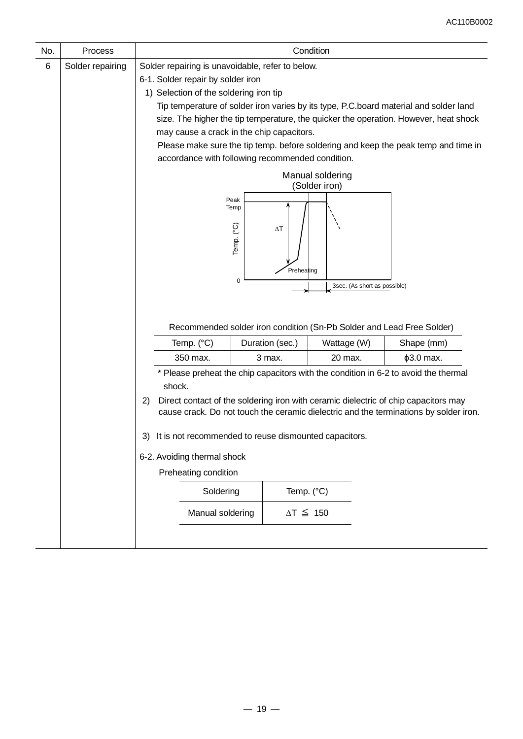| No. | Process | Condition |
|---|---|---|
| 6 | Solder repairing | Solder repairing is unavoidable, refer to below. |

6-1. Solder repair by solder iron

1) Selection of the soldering iron tip

Tip temperature of solder iron varies by its type, P.C.board material and solder land size. The higher the tip temperature, the quicker the operation. However, heat shock may cause a crack in the chip capacitors.

Please make sure the tip temp. before soldering and keep the peak temp and time in accordance with following recommended condition.

Manual soldering
(Solder iron)

Peak Temp

Temp. (°C)

ΔT

Preheating

0

3sec. (As short as possible)

Recommended solder iron condition (Sn-Pb Solder and Lead Free Solder)

| Temp. (°C) | Duration (sec.) | Wattage (W) | Shape (mm) |
|---|---|---|---|
| 350 max. | 3 max. | 20 max. | ϕ3.0 max. |

\* Please preheat the chip capacitors with the condition in 6-2 to avoid the thermal shock.

2) Direct contact of the soldering iron with ceramic dielectric of chip capacitors may cause crack. Do not touch the ceramic dielectric and the terminations by solder iron.

3) It is not recommended to reuse dismounted capacitors.

6-2. Avoiding thermal shock

Preheating condition

| Soldering | Temp. (°C) |
|---|---|
| Manual soldering | $\Delta T \leqq 150$ |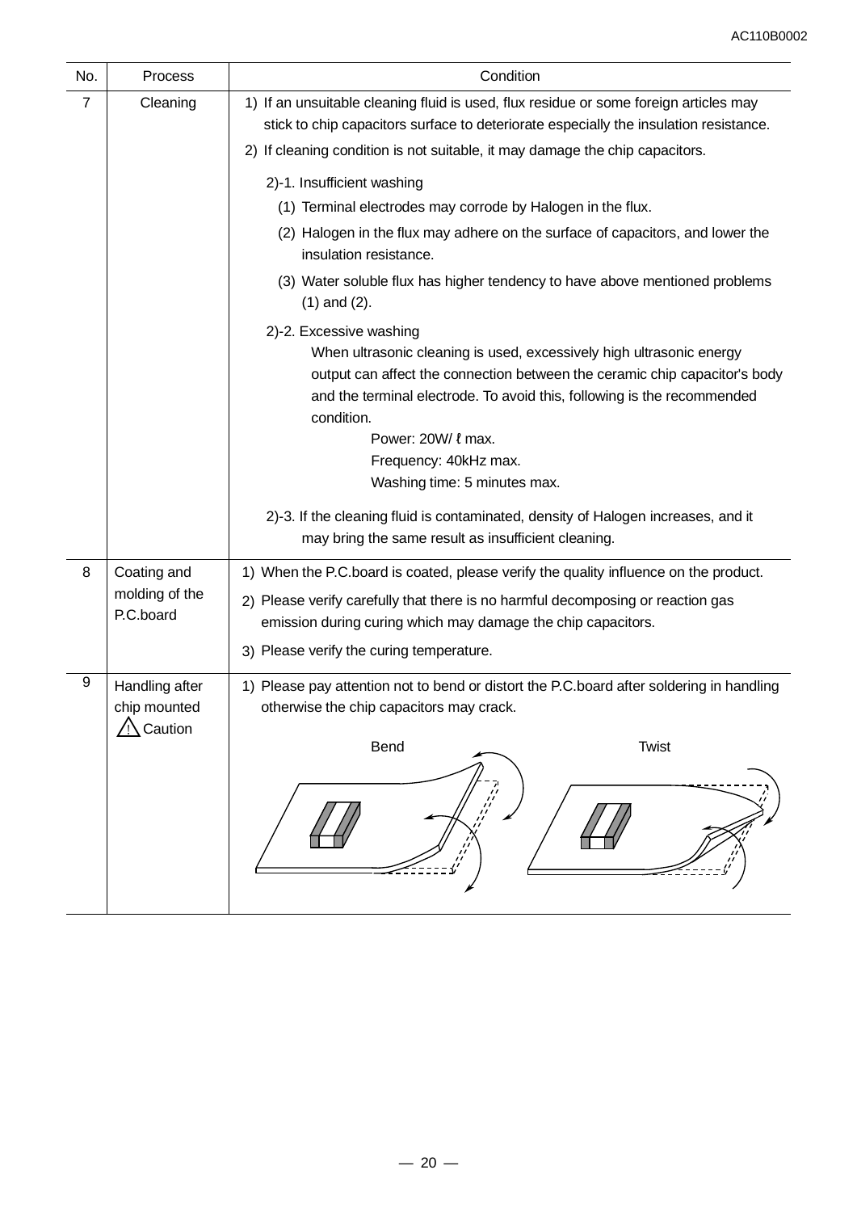| No. | Process | Condition |
|---|---|---|
| 7 | Cleaning | 1) If an unsuitable cleaning fluid is used, flux residue or some foreign articles may stick to chip capacitors surface to deteriorate especially the insulation resistance.<br>2) If cleaning condition is not suitable, it may damage the chip capacitors.<br>2)-1. Insufficient washing<br>(1) Terminal electrodes may corrode by Halogen in the flux.<br>(2) Halogen in the flux may adhere on the surface of capacitors, and lower the insulation resistance.<br>(3) Water soluble flux has higher tendency to have above mentioned problems (1) and (2).<br>2)-2. Excessive washing<br>When ultrasonic cleaning is used, excessively high ultrasonic energy output can affect the connection between the ceramic chip capacitor's body and the terminal electrode. To avoid this, following is the recommended condition.<br>Power: 20W/ℓ max.<br>Frequency: 40kHz max.<br>Washing time: 5 minutes max.<br>2)-3. If the cleaning fluid is contaminated, density of Halogen increases, and it may bring the same result as insufficient cleaning. |
| 8 | Coating and molding of the P.C.board | 1) When the P.C.board is coated, please verify the quality influence on the product.<br>2) Please verify carefully that there is no harmful decomposing or reaction gas emission during curing which may damage the chip capacitors.<br>3) Please verify the curing temperature. |
| 9 | Handling after chip mounted<br>⚠ Caution | 1) Please pay attention not to bend or distort the P.C.board after soldering in handling otherwise the chip capacitors may crack.<br>Bend Twist |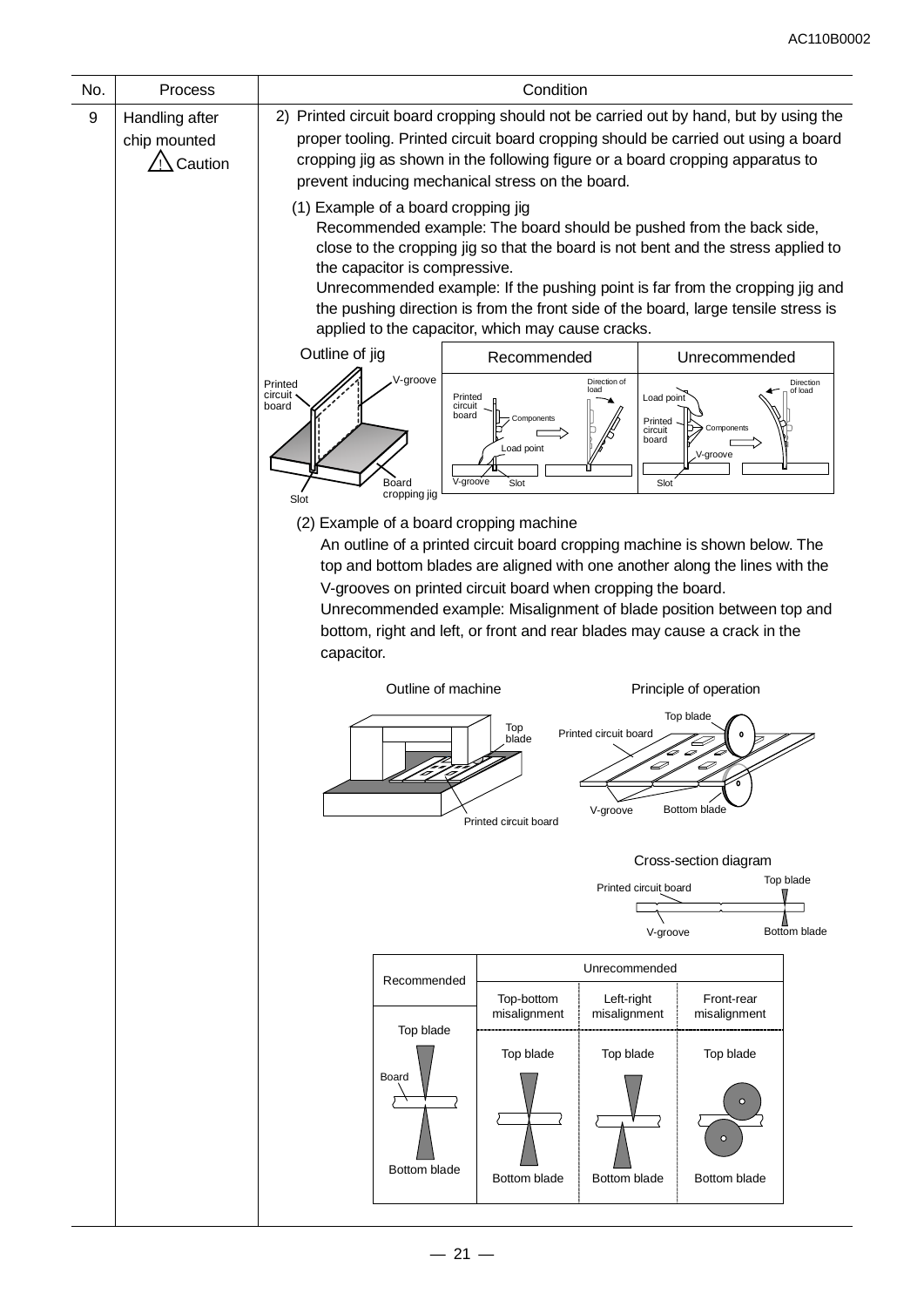| No. | Process | Condition |
|---|---|---|
| 9 | Handling after chip mounted ⚠ Caution | 2) Printed circuit board cropping should not be carried out by hand, but by using the proper tooling. Printed circuit board cropping should be carried out using a board cropping jig as shown in the following figure or a board cropping apparatus to prevent inducing mechanical stress on the board. |

(1) Example of a board cropping jig

Recommended example: The board should be pushed from the back side, close to the cropping jig so that the board is not bent and the stress applied to the capacitor is compressive.

Unrecommended example: If the pushing point is far from the cropping jig and the pushing direction is from the front side of the board, large tensile stress is applied to the capacitor, which may cause cracks.

Outline of jig

Printed circuit board
V-groove
Board cropping jig
Slot

Recommended

Direction of load
Printed circuit board
Components
Load point
V-groove
Slot

Unrecommended

Direction of load
Load point
Printed circuit board
Components
V-groove
Slot

(2) Example of a board cropping machine

An outline of a printed circuit board cropping machine is shown below. The top and bottom blades are aligned with one another along the lines with the V-grooves on printed circuit board when cropping the board.

Unrecommended example: Misalignment of blade position between top and bottom, right and left, or front and rear blades may cause a crack in the capacitor.

Outline of machine

Top blade
Printed circuit board

Principle of operation

Top blade
Printed circuit board
V-groove
Bottom blade

Cross-section diagram

Printed circuit board
Top blade
V-groove
Bottom blade

| Recommended | Unrecommended | | |
|---|---|---|---|
| | Top-bottom misalignment | Left-right misalignment | Front-rear misalignment |
| Top blade<br>Board<br>Bottom blade | Top blade<br>Bottom blade | Top blade<br>Bottom blade | Top blade<br>Bottom blade |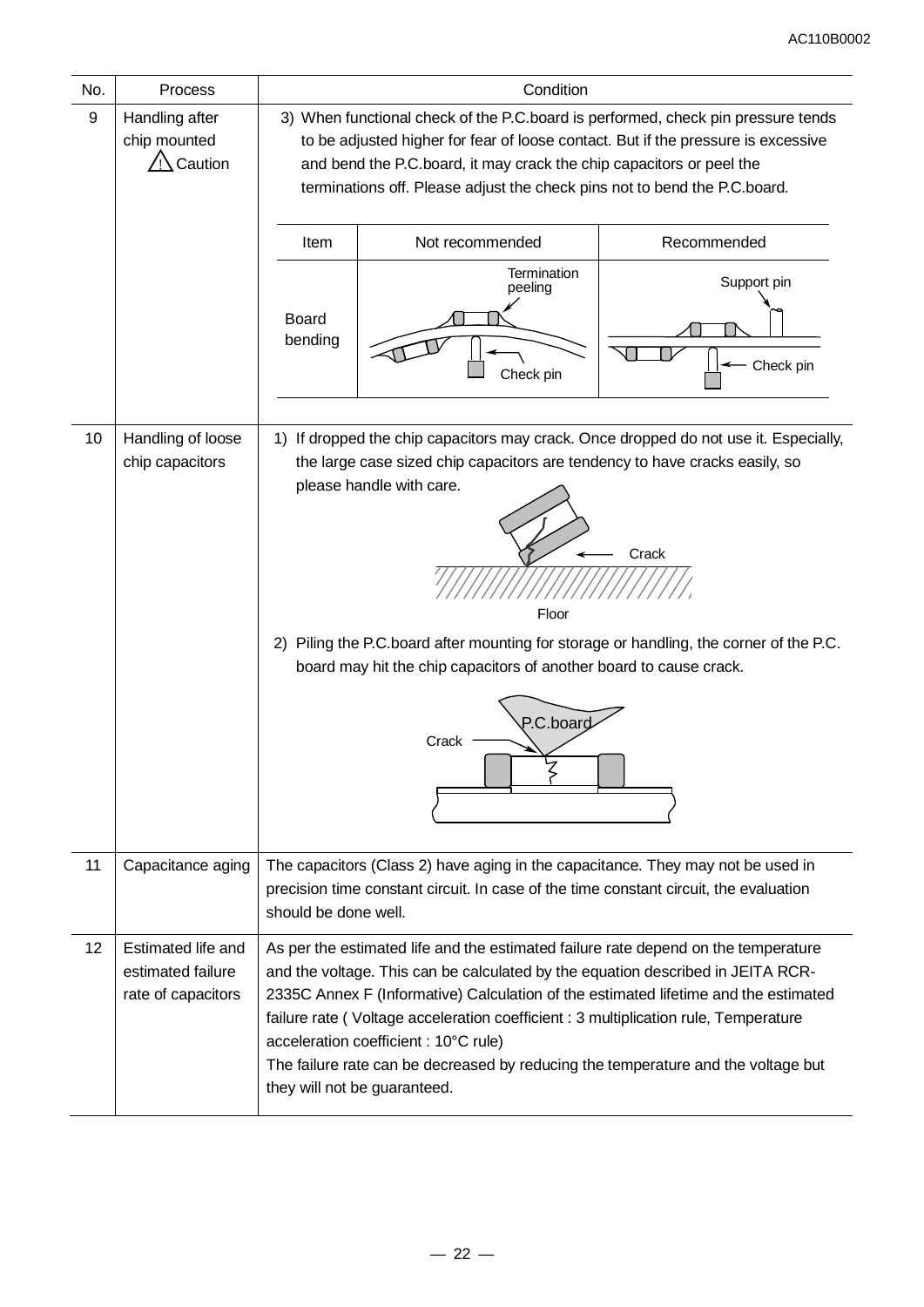| No. | Process | Condition |
|---|---|---|
| 9 | Handling after chip mounted ⚠ Caution | 3) When functional check of the P.C.board is performed, check pin pressure tends to be adjusted higher for fear of loose contact. But if the pressure is excessive and bend the P.C.board, it may crack the chip capacitors or peel the terminations off. Please adjust the check pins not to bend the P.C.board.<br><br>Item: Board bending<br>Not recommended: Termination peeling / Check pin<br>Recommended: Support pin / Check pin |
| 10 | Handling of loose chip capacitors | 1) If dropped the chip capacitors may crack. Once dropped do not use it. Especially, the large case sized chip capacitors are tendency to have cracks easily, so please handle with care.<br><br>Crack<br>Floor<br><br>2) Piling the P.C.board after mounting for storage or handling, the corner of the P.C. board may hit the chip capacitors of another board to cause crack.<br><br>P.C.board<br>Crack |
| 11 | Capacitance aging | The capacitors (Class 2) have aging in the capacitance. They may not be used in precision time constant circuit. In case of the time constant circuit, the evaluation should be done well. |
| 12 | Estimated life and estimated failure rate of capacitors | As per the estimated life and the estimated failure rate depend on the temperature and the voltage. This can be calculated by the equation described in JEITA RCR-2335C Annex F (Informative) Calculation of the estimated lifetime and the estimated failure rate ( Voltage acceleration coefficient : 3 multiplication rule, Temperature acceleration coefficient : 10°C rule)<br>The failure rate can be decreased by reducing the temperature and the voltage but they will not be guaranteed. |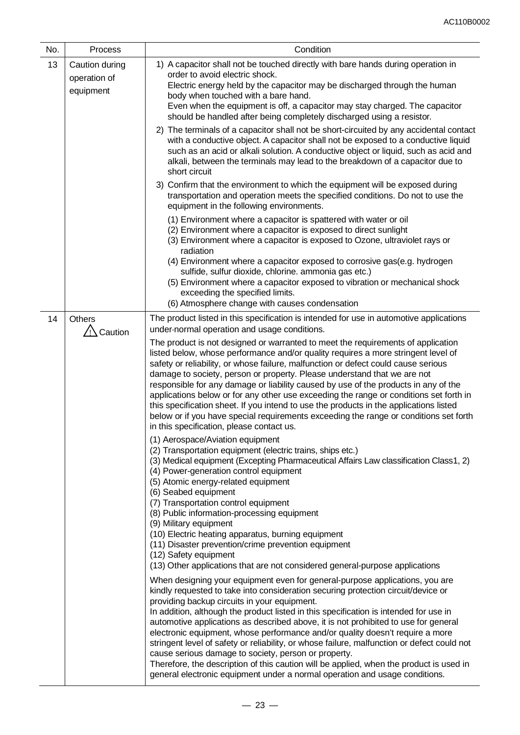| No. | Process | Condition |
|---|---|---|
| 13 | Caution during operation of equipment | 1) A capacitor shall not be touched directly with bare hands during operation in order to avoid electric shock.<br>Electric energy held by the capacitor may be discharged through the human body when touched with a bare hand.<br>Even when the equipment is off, a capacitor may stay charged. The capacitor should be handled after being completely discharged using a resistor.<br>2) The terminals of a capacitor shall not be short-circuited by any accidental contact with a conductive object. A capacitor shall not be exposed to a conductive liquid such as an acid or alkali solution. A conductive object or liquid, such as acid and alkali, between the terminals may lead to the breakdown of a capacitor due to short circuit<br>3) Confirm that the environment to which the equipment will be exposed during transportation and operation meets the specified conditions. Do not to use the equipment in the following environments.<br>(1) Environment where a capacitor is spattered with water or oil<br>(2) Environment where a capacitor is exposed to direct sunlight<br>(3) Environment where a capacitor is exposed to Ozone, ultraviolet rays or radiation<br>(4) Environment where a capacitor exposed to corrosive gas(e.g. hydrogen sulfide, sulfur dioxide, chlorine. ammonia gas etc.)<br>(5) Environment where a capacitor exposed to vibration or mechanical shock exceeding the specified limits.<br>(6) Atmosphere change with causes condensation |
| 14 | Others<br>⚠ Caution | The product listed in this specification is intended for use in automotive applications under-normal operation and usage conditions.<br>The product is not designed or warranted to meet the requirements of application listed below, whose performance and/or quality requires a more stringent level of safety or reliability, or whose failure, malfunction or defect could cause serious damage to society, person or property. Please understand that we are not responsible for any damage or liability caused by use of the products in any of the applications below or for any other use exceeding the range or conditions set forth in this specification sheet. If you intend to use the products in the applications listed below or if you have special requirements exceeding the range or conditions set forth in this specification, please contact us.<br>(1) Aerospace/Aviation equipment<br>(2) Transportation equipment (electric trains, ships etc.)<br>(3) Medical equipment (Excepting Pharmaceutical Affairs Law classification Class1, 2)<br>(4) Power-generation control equipment<br>(5) Atomic energy-related equipment<br>(6) Seabed equipment<br>(7) Transportation control equipment<br>(8) Public information-processing equipment<br>(9) Military equipment<br>(10) Electric heating apparatus, burning equipment<br>(11) Disaster prevention/crime prevention equipment<br>(12) Safety equipment<br>(13) Other applications that are not considered general-purpose applications<br>When designing your equipment even for general-purpose applications, you are kindly requested to take into consideration securing protection circuit/device or providing backup circuits in your equipment.<br>In addition, although the product listed in this specification is intended for use in automotive applications as described above, it is not prohibited to use for general electronic equipment, whose performance and/or quality doesn't require a more stringent level of safety or reliability, or whose failure, malfunction or defect could not cause serious damage to society, person or property.<br>Therefore, the description of this caution will be applied, when the product is used in general electronic equipment under a normal operation and usage conditions. |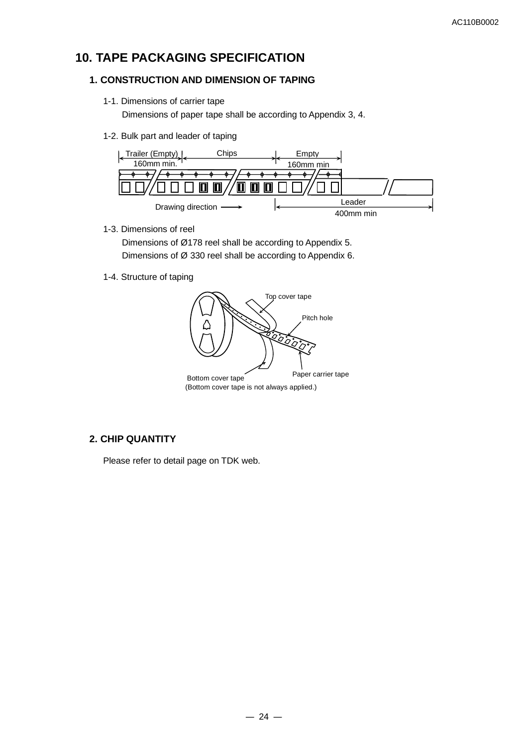# 10. TAPE PACKAGING SPECIFICATION

## 1. CONSTRUCTION AND DIMENSION OF TAPING

1-1. Dimensions of carrier tape

Dimensions of paper tape shall be according to Appendix 3, 4.

1-2. Bulk part and leader of taping

Trailer (Empty) 160mm min. | Chips | Empty 160mm min

Drawing direction ⟶ | Leader 400mm min

1-3. Dimensions of reel

Dimensions of Ø178 reel shall be according to Appendix 5.

Dimensions of Ø 330 reel shall be according to Appendix 6.

1-4. Structure of taping

Top cover tape

Pitch hole

Paper carrier tape

Bottom cover tape

(Bottom cover tape is not always applied.)

## 2. CHIP QUANTITY

Please refer to detail page on TDK web.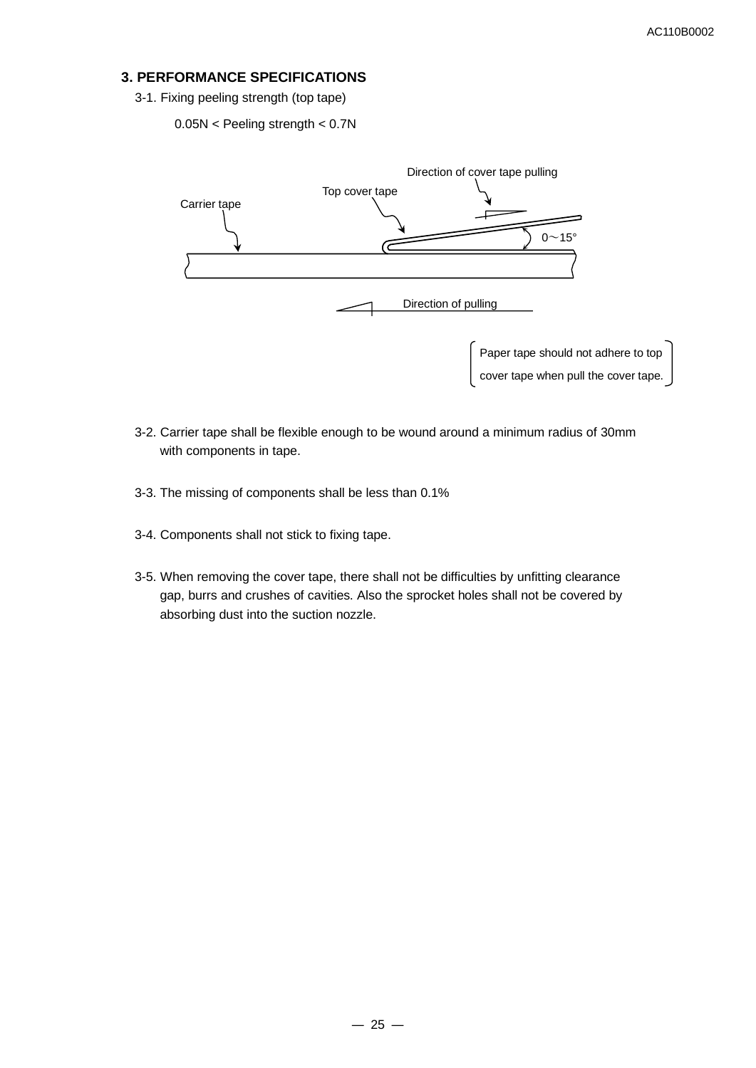## 3. PERFORMANCE SPECIFICATIONS

3-1. Fixing peeling strength (top tape)

0.05N < Peeling strength < 0.7N

Direction of cover tape pulling

Top cover tape

Carrier tape

0～15°

Direction of pulling

Paper tape should not adhere to top cover tape when pull the cover tape.

3-2. Carrier tape shall be flexible enough to be wound around a minimum radius of 30mm with components in tape.

3-3. The missing of components shall be less than 0.1%

3-4. Components shall not stick to fixing tape.

3-5. When removing the cover tape, there shall not be difficulties by unfitting clearance gap, burrs and crushes of cavities. Also the sprocket holes shall not be covered by absorbing dust into the suction nozzle.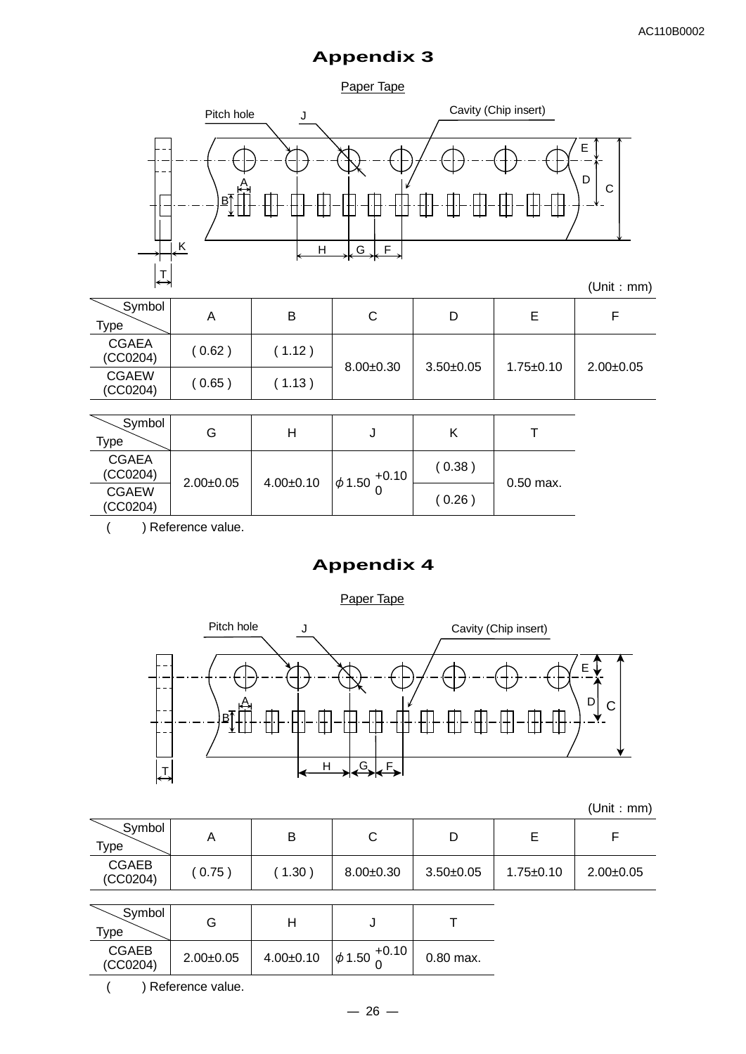# Appendix 3

Paper Tape

Pitch hole
J
Cavity (Chip insert)
E
D
C
A
B
K
H G F
T

(Unit：mm)

| Symbol / Type | A | B | C | D | E | F |
|---|---|---|---|---|---|---|
| CGAEA (CC0204) | ( 0.62 ) | ( 1.12 ) | 8.00±0.30 | 3.50±0.05 | 1.75±0.10 | 2.00±0.05 |
| CGAEW (CC0204) | ( 0.65 ) | ( 1.13 ) | | | | |

| Symbol / Type | G | H | J | K | T |
|---|---|---|---|---|---|
| CGAEA (CC0204) | 2.00±0.05 | 4.00±0.10 | $\phi 1.50^{+0.10}_{0}$ | ( 0.38 ) | 0.50 max. |
| CGAEW (CC0204) | | | | ( 0.26 ) | |

(　　) Reference value.

# Appendix 4

Paper Tape

Pitch hole
J
Cavity (Chip insert)
E
D
C
A
B
H G F
T

(Unit：mm)

| Symbol / Type | A | B | C | D | E | F |
|---|---|---|---|---|---|---|
| CGAEB (CC0204) | ( 0.75 ) | ( 1.30 ) | 8.00±0.30 | 3.50±0.05 | 1.75±0.10 | 2.00±0.05 |

| Symbol / Type | G | H | J | T |
|---|---|---|---|---|
| CGAEB (CC0204) | 2.00±0.05 | 4.00±0.10 | $\phi 1.50^{+0.10}_{0}$ | 0.80 max. |

(　　) Reference value.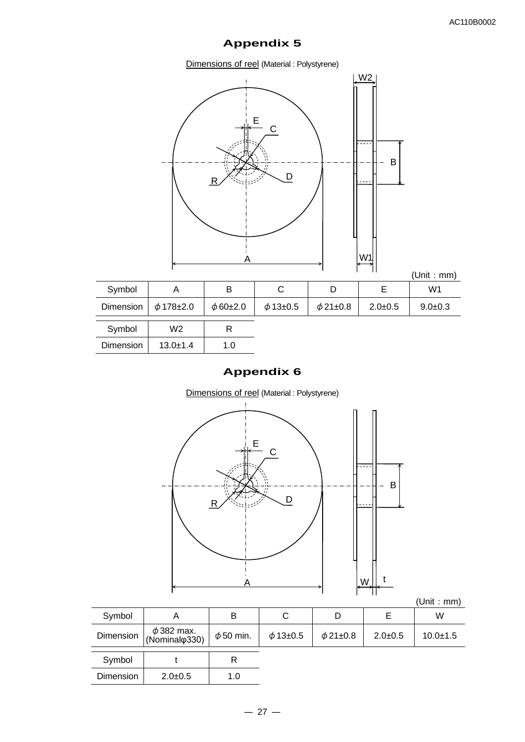## Appendix 5

Dimensions of reel (Material : Polystyrene)

(Unit : mm)

| Symbol | A | B | C | D | E | W1 |
|---|---|---|---|---|---|---|
| Dimension | ϕ178±2.0 | ϕ60±2.0 | ϕ13±0.5 | ϕ21±0.8 | 2.0±0.5 | 9.0±0.3 |

| Symbol | W2 | R |
|---|---|---|
| Dimension | 13.0±1.4 | 1.0 |

## Appendix 6

Dimensions of reel (Material : Polystyrene)

(Unit : mm)

| Symbol | A | B | C | D | E | W |
|---|---|---|---|---|---|---|
| Dimension | ϕ382 max. (Nominalφ330) | ϕ50 min. | ϕ13±0.5 | ϕ21±0.8 | 2.0±0.5 | 10.0±1.5 |

| Symbol | t | R |
|---|---|---|
| Dimension | 2.0±0.5 | 1.0 |